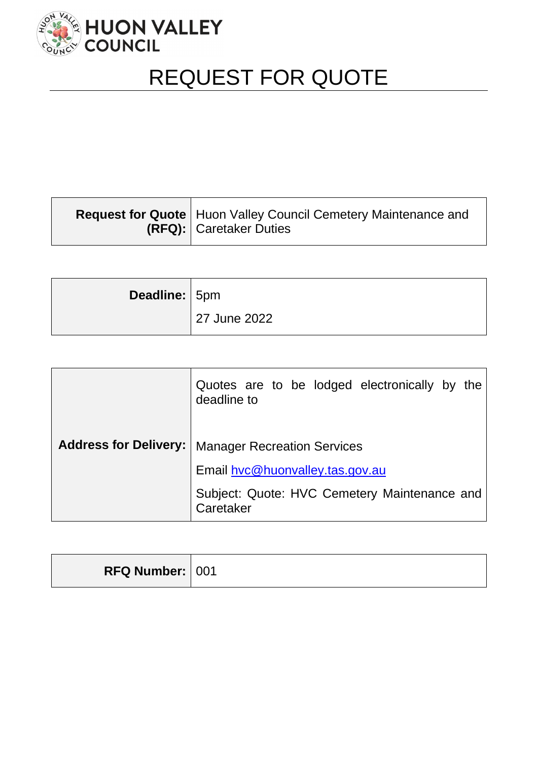HUON VALLEY COUNCIL

# REQUEST FOR QUOTE

| **Request for Quote (RFQ):** | Huon Valley Council Cemetery Maintenance and Caretaker Duties |
|---|---|

| **Deadline:** | 5pm<br>27 June 2022 |
|---|---|

| **Address for Delivery:** | Quotes are to be lodged electronically by the deadline to<br><br>Manager Recreation Services<br>Email hvc@huonvalley.tas.gov.au<br>Subject: Quote: HVC Cemetery Maintenance and Caretaker |
|---|---|

| **RFQ Number:** | 001 |
|---|---|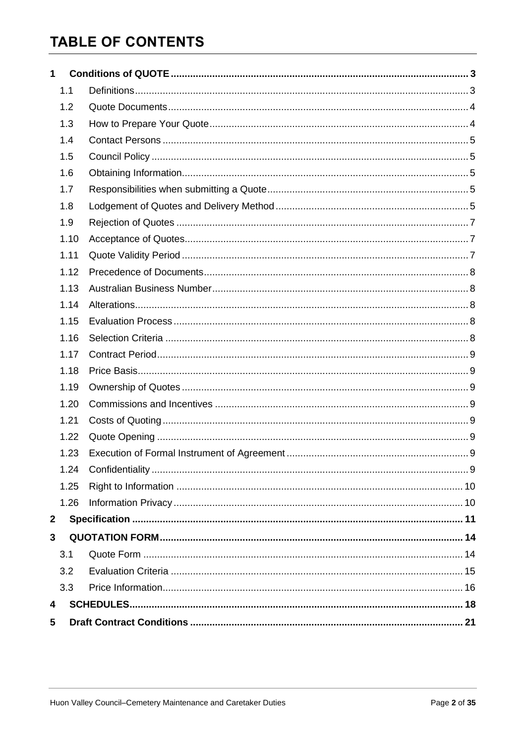# TABLE OF CONTENTS

| | | |
|---|---|---|
| **1** | **Conditions of QUOTE** | **3** |
| 1.1 | Definitions | 3 |
| 1.2 | Quote Documents | 4 |
| 1.3 | How to Prepare Your Quote | 4 |
| 1.4 | Contact Persons | 5 |
| 1.5 | Council Policy | 5 |
| 1.6 | Obtaining Information | 5 |
| 1.7 | Responsibilities when submitting a Quote | 5 |
| 1.8 | Lodgement of Quotes and Delivery Method | 5 |
| 1.9 | Rejection of Quotes | 7 |
| 1.10 | Acceptance of Quotes | 7 |
| 1.11 | Quote Validity Period | 7 |
| 1.12 | Precedence of Documents | 8 |
| 1.13 | Australian Business Number | 8 |
| 1.14 | Alterations | 8 |
| 1.15 | Evaluation Process | 8 |
| 1.16 | Selection Criteria | 8 |
| 1.17 | Contract Period | 9 |
| 1.18 | Price Basis | 9 |
| 1.19 | Ownership of Quotes | 9 |
| 1.20 | Commissions and Incentives | 9 |
| 1.21 | Costs of Quoting | 9 |
| 1.22 | Quote Opening | 9 |
| 1.23 | Execution of Formal Instrument of Agreement | 9 |
| 1.24 | Confidentiality | 9 |
| 1.25 | Right to Information | 10 |
| 1.26 | Information Privacy | 10 |
| **2** | **Specification** | **11** |
| **3** | **QUOTATION FORM** | **14** |
| 3.1 | Quote Form | 14 |
| 3.2 | Evaluation Criteria | 15 |
| 3.3 | Price Information | 16 |
| **4** | **SCHEDULES** | **18** |
| **5** | **Draft Contract Conditions** | **21** |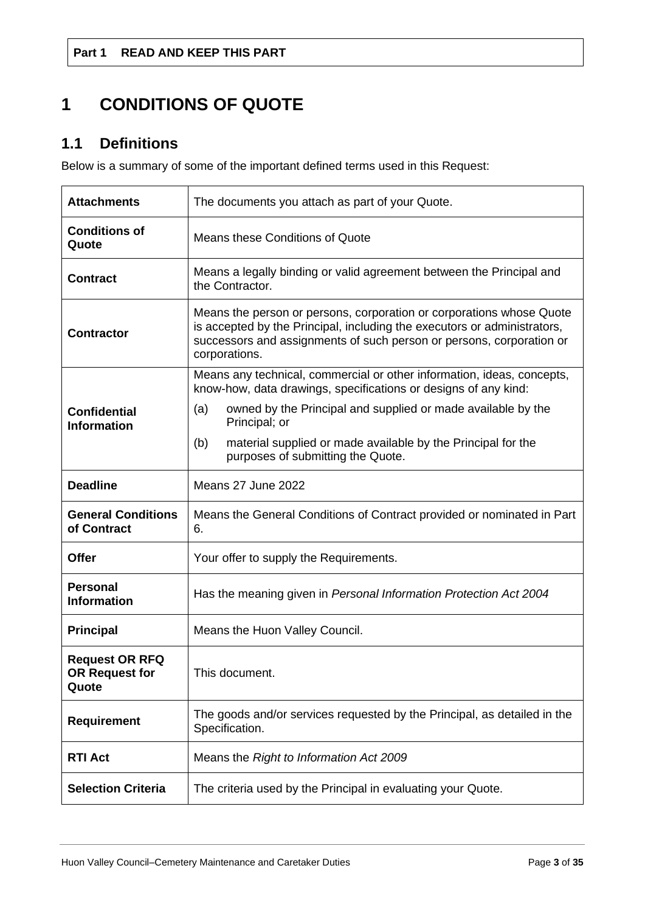**Part 1 READ AND KEEP THIS PART**

# 1 CONDITIONS OF QUOTE

## 1.1 Definitions

Below is a summary of some of the important defined terms used in this Request:

| | |
|---|---|
| **Attachments** | The documents you attach as part of your Quote. |
| **Conditions of Quote** | Means these Conditions of Quote |
| **Contract** | Means a legally binding or valid agreement between the Principal and the Contractor. |
| **Contractor** | Means the person or persons, corporation or corporations whose Quote is accepted by the Principal, including the executors or administrators, successors and assignments of such person or persons, corporation or corporations. |
| **Confidential Information** | Means any technical, commercial or other information, ideas, concepts, know-how, data drawings, specifications or designs of any kind: (a) owned by the Principal and supplied or made available by the Principal; or (b) material supplied or made available by the Principal for the purposes of submitting the Quote. |
| **Deadline** | Means 27 June 2022 |
| **General Conditions of Contract** | Means the General Conditions of Contract provided or nominated in Part 6. |
| **Offer** | Your offer to supply the Requirements. |
| **Personal Information** | Has the meaning given in *Personal Information Protection Act 2004* |
| **Principal** | Means the Huon Valley Council. |
| **Request OR RFQ OR Request for Quote** | This document. |
| **Requirement** | The goods and/or services requested by the Principal, as detailed in the Specification. |
| **RTI Act** | Means the *Right to Information Act 2009* |
| **Selection Criteria** | The criteria used by the Principal in evaluating your Quote. |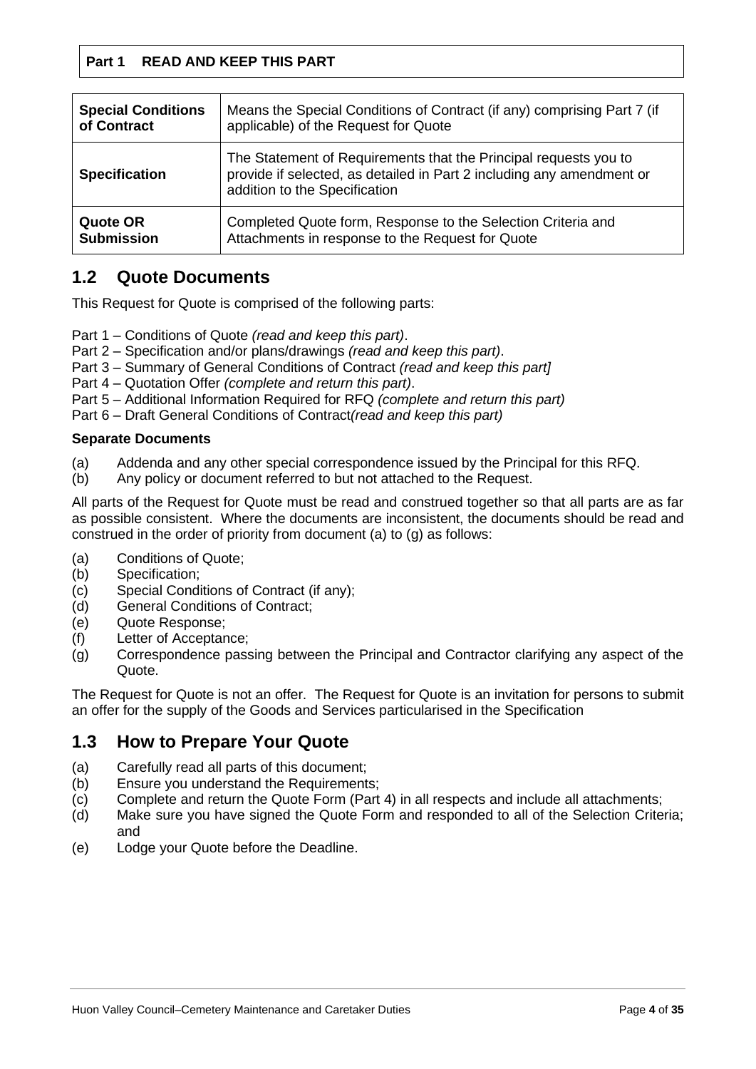**Part 1 READ AND KEEP THIS PART**

| | |
|---|---|
| **Special Conditions of Contract** | Means the Special Conditions of Contract (if any) comprising Part 7 (if applicable) of the Request for Quote |
| **Specification** | The Statement of Requirements that the Principal requests you to provide if selected, as detailed in Part 2 including any amendment or addition to the Specification |
| **Quote OR Submission** | Completed Quote form, Response to the Selection Criteria and Attachments in response to the Request for Quote |

## 1.2 Quote Documents

This Request for Quote is comprised of the following parts:

Part 1 – Conditions of Quote *(read and keep this part)*.
Part 2 – Specification and/or plans/drawings *(read and keep this part)*.
Part 3 – Summary of General Conditions of Contract *(read and keep this part]*
Part 4 – Quotation Offer *(complete and return this part)*.
Part 5 – Additional Information Required for RFQ *(complete and return this part)*
Part 6 – Draft General Conditions of Contract*(read and keep this part)*

**Separate Documents**

(a) Addenda and any other special correspondence issued by the Principal for this RFQ.
(b) Any policy or document referred to but not attached to the Request.

All parts of the Request for Quote must be read and construed together so that all parts are as far as possible consistent. Where the documents are inconsistent, the documents should be read and construed in the order of priority from document (a) to (g) as follows:

(a) Conditions of Quote;
(b) Specification;
(c) Special Conditions of Contract (if any);
(d) General Conditions of Contract;
(e) Quote Response;
(f) Letter of Acceptance;
(g) Correspondence passing between the Principal and Contractor clarifying any aspect of the Quote.

The Request for Quote is not an offer. The Request for Quote is an invitation for persons to submit an offer for the supply of the Goods and Services particularised in the Specification

## 1.3 How to Prepare Your Quote

(a) Carefully read all parts of this document;
(b) Ensure you understand the Requirements;
(c) Complete and return the Quote Form (Part 4) in all respects and include all attachments;
(d) Make sure you have signed the Quote Form and responded to all of the Selection Criteria; and
(e) Lodge your Quote before the Deadline.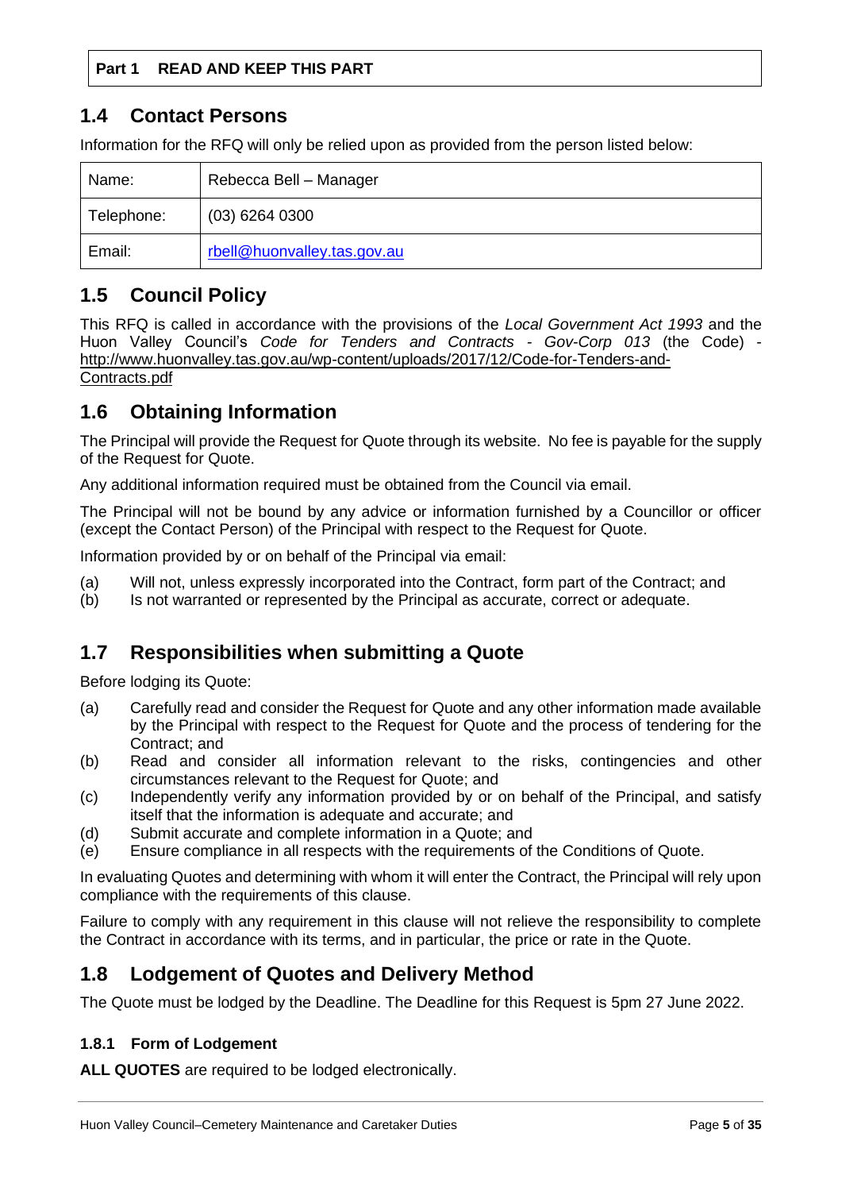**Part 1 READ AND KEEP THIS PART**

## 1.4 Contact Persons

Information for the RFQ will only be relied upon as provided from the person listed below:

| Name: | Rebecca Bell – Manager |
|---|---|
| Telephone: | (03) 6264 0300 |
| Email: | rbell@huonvalley.tas.gov.au |

## 1.5 Council Policy

This RFQ is called in accordance with the provisions of the *Local Government Act 1993* and the Huon Valley Council's *Code for Tenders and Contracts - Gov-Corp 013* (the Code) - http://www.huonvalley.tas.gov.au/wp-content/uploads/2017/12/Code-for-Tenders-and-Contracts.pdf

## 1.6 Obtaining Information

The Principal will provide the Request for Quote through its website. No fee is payable for the supply of the Request for Quote.

Any additional information required must be obtained from the Council via email.

The Principal will not be bound by any advice or information furnished by a Councillor or officer (except the Contact Person) of the Principal with respect to the Request for Quote.

Information provided by or on behalf of the Principal via email:

(a) Will not, unless expressly incorporated into the Contract, form part of the Contract; and
(b) Is not warranted or represented by the Principal as accurate, correct or adequate.

## 1.7 Responsibilities when submitting a Quote

Before lodging its Quote:

(a) Carefully read and consider the Request for Quote and any other information made available by the Principal with respect to the Request for Quote and the process of tendering for the Contract; and
(b) Read and consider all information relevant to the risks, contingencies and other circumstances relevant to the Request for Quote; and
(c) Independently verify any information provided by or on behalf of the Principal, and satisfy itself that the information is adequate and accurate; and
(d) Submit accurate and complete information in a Quote; and
(e) Ensure compliance in all respects with the requirements of the Conditions of Quote.

In evaluating Quotes and determining with whom it will enter the Contract, the Principal will rely upon compliance with the requirements of this clause.

Failure to comply with any requirement in this clause will not relieve the responsibility to complete the Contract in accordance with its terms, and in particular, the price or rate in the Quote.

## 1.8 Lodgement of Quotes and Delivery Method

The Quote must be lodged by the Deadline. The Deadline for this Request is 5pm 27 June 2022.

### 1.8.1 Form of Lodgement

**ALL QUOTES** are required to be lodged electronically.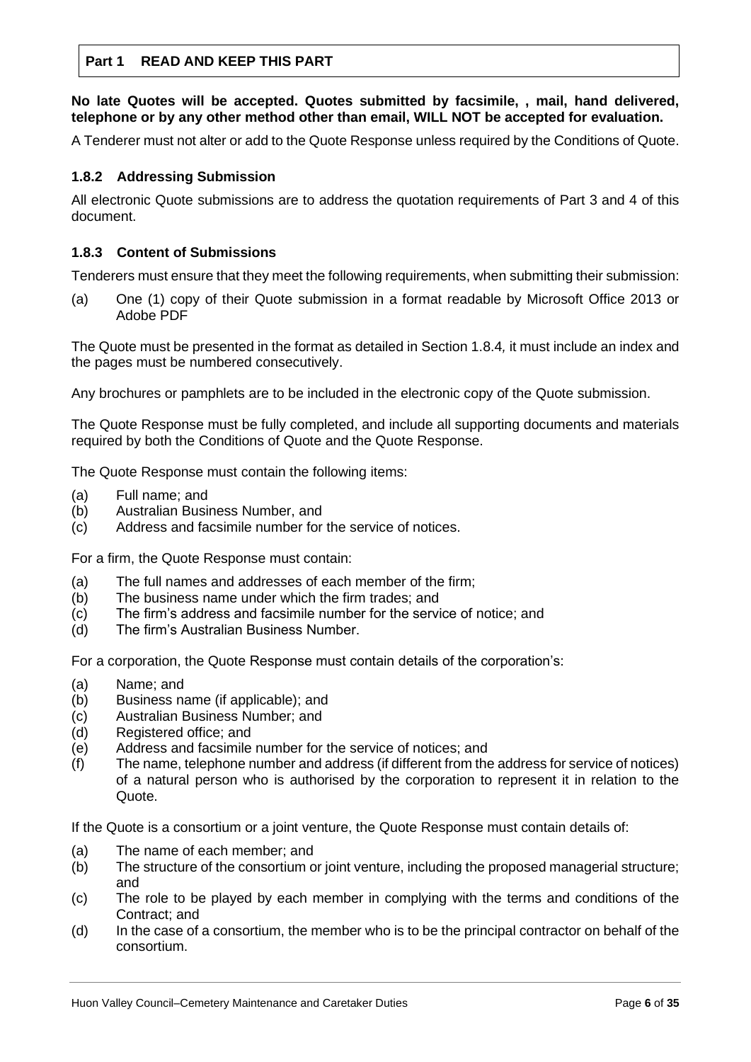**Part 1 READ AND KEEP THIS PART**

**No late Quotes will be accepted. Quotes submitted by facsimile, , mail, hand delivered, telephone or by any other method other than email, WILL NOT be accepted for evaluation.**

A Tenderer must not alter or add to the Quote Response unless required by the Conditions of Quote.

### 1.8.2 Addressing Submission

All electronic Quote submissions are to address the quotation requirements of Part 3 and 4 of this document.

### 1.8.3 Content of Submissions

Tenderers must ensure that they meet the following requirements, when submitting their submission:

(a) One (1) copy of their Quote submission in a format readable by Microsoft Office 2013 or Adobe PDF

The Quote must be presented in the format as detailed in Section 1.8.4*,* it must include an index and the pages must be numbered consecutively.

Any brochures or pamphlets are to be included in the electronic copy of the Quote submission.

The Quote Response must be fully completed, and include all supporting documents and materials required by both the Conditions of Quote and the Quote Response.

The Quote Response must contain the following items:

(a) Full name; and
(b) Australian Business Number, and
(c) Address and facsimile number for the service of notices.

For a firm, the Quote Response must contain:

(a) The full names and addresses of each member of the firm;
(b) The business name under which the firm trades; and
(c) The firm's address and facsimile number for the service of notice; and
(d) The firm's Australian Business Number.

For a corporation, the Quote Response must contain details of the corporation's:

(a) Name; and
(b) Business name (if applicable); and
(c) Australian Business Number; and
(d) Registered office; and
(e) Address and facsimile number for the service of notices; and
(f) The name, telephone number and address (if different from the address for service of notices) of a natural person who is authorised by the corporation to represent it in relation to the Quote.

If the Quote is a consortium or a joint venture, the Quote Response must contain details of:

(a) The name of each member; and
(b) The structure of the consortium or joint venture, including the proposed managerial structure; and
(c) The role to be played by each member in complying with the terms and conditions of the Contract; and
(d) In the case of a consortium, the member who is to be the principal contractor on behalf of the consortium.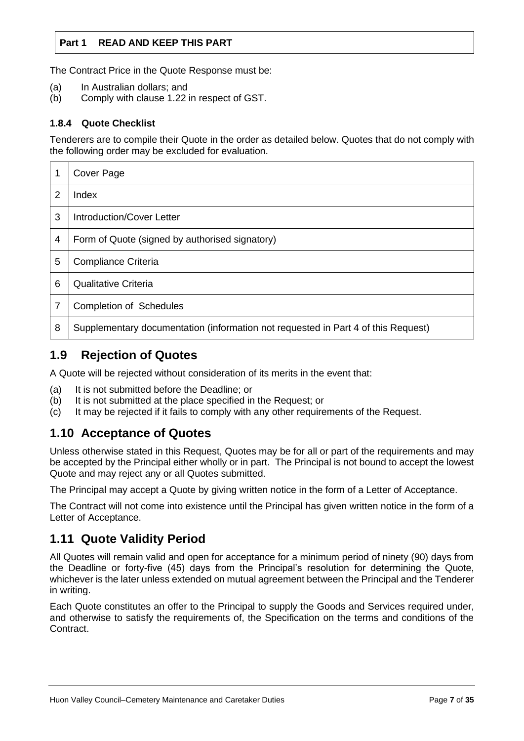**Part 1 READ AND KEEP THIS PART**

The Contract Price in the Quote Response must be:

(a) In Australian dollars; and
(b) Comply with clause 1.22 in respect of GST.

### 1.8.4 Quote Checklist

Tenderers are to compile their Quote in the order as detailed below. Quotes that do not comply with the following order may be excluded for evaluation.

| | |
|---|---|
| 1 | Cover Page |
| 2 | Index |
| 3 | Introduction/Cover Letter |
| 4 | Form of Quote (signed by authorised signatory) |
| 5 | Compliance Criteria |
| 6 | Qualitative Criteria |
| 7 | Completion of Schedules |
| 8 | Supplementary documentation (information not requested in Part 4 of this Request) |

## 1.9 Rejection of Quotes

A Quote will be rejected without consideration of its merits in the event that:

(a) It is not submitted before the Deadline; or
(b) It is not submitted at the place specified in the Request; or
(c) It may be rejected if it fails to comply with any other requirements of the Request.

## 1.10 Acceptance of Quotes

Unless otherwise stated in this Request, Quotes may be for all or part of the requirements and may be accepted by the Principal either wholly or in part. The Principal is not bound to accept the lowest Quote and may reject any or all Quotes submitted.

The Principal may accept a Quote by giving written notice in the form of a Letter of Acceptance.

The Contract will not come into existence until the Principal has given written notice in the form of a Letter of Acceptance.

## 1.11 Quote Validity Period

All Quotes will remain valid and open for acceptance for a minimum period of ninety (90) days from the Deadline or forty-five (45) days from the Principal's resolution for determining the Quote, whichever is the later unless extended on mutual agreement between the Principal and the Tenderer in writing.

Each Quote constitutes an offer to the Principal to supply the Goods and Services required under, and otherwise to satisfy the requirements of, the Specification on the terms and conditions of the Contract.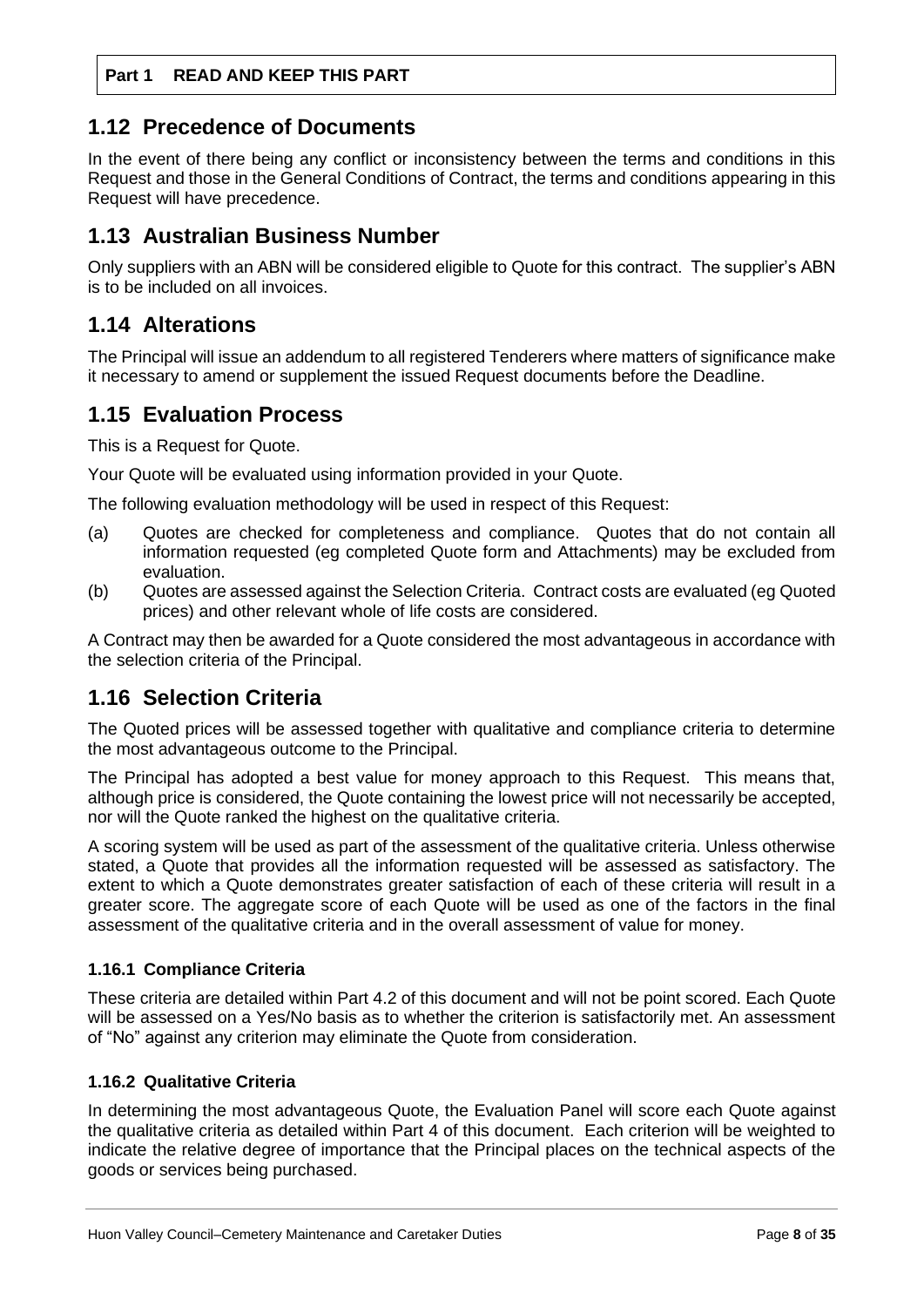## 1.12 Precedence of Documents

In the event of there being any conflict or inconsistency between the terms and conditions in this Request and those in the General Conditions of Contract, the terms and conditions appearing in this Request will have precedence.

## 1.13 Australian Business Number

Only suppliers with an ABN will be considered eligible to Quote for this contract. The supplier's ABN is to be included on all invoices.

## 1.14 Alterations

The Principal will issue an addendum to all registered Tenderers where matters of significance make it necessary to amend or supplement the issued Request documents before the Deadline.

## 1.15 Evaluation Process

This is a Request for Quote.

Your Quote will be evaluated using information provided in your Quote.

The following evaluation methodology will be used in respect of this Request:

(a) Quotes are checked for completeness and compliance. Quotes that do not contain all information requested (eg completed Quote form and Attachments) may be excluded from evaluation.

(b) Quotes are assessed against the Selection Criteria. Contract costs are evaluated (eg Quoted prices) and other relevant whole of life costs are considered.

A Contract may then be awarded for a Quote considered the most advantageous in accordance with the selection criteria of the Principal.

## 1.16 Selection Criteria

The Quoted prices will be assessed together with qualitative and compliance criteria to determine the most advantageous outcome to the Principal.

The Principal has adopted a best value for money approach to this Request. This means that, although price is considered, the Quote containing the lowest price will not necessarily be accepted, nor will the Quote ranked the highest on the qualitative criteria.

A scoring system will be used as part of the assessment of the qualitative criteria. Unless otherwise stated, a Quote that provides all the information requested will be assessed as satisfactory. The extent to which a Quote demonstrates greater satisfaction of each of these criteria will result in a greater score. The aggregate score of each Quote will be used as one of the factors in the final assessment of the qualitative criteria and in the overall assessment of value for money.

### 1.16.1 Compliance Criteria

These criteria are detailed within Part 4.2 of this document and will not be point scored. Each Quote will be assessed on a Yes/No basis as to whether the criterion is satisfactorily met. An assessment of "No" against any criterion may eliminate the Quote from consideration.

### 1.16.2 Qualitative Criteria

In determining the most advantageous Quote, the Evaluation Panel will score each Quote against the qualitative criteria as detailed within Part 4 of this document. Each criterion will be weighted to indicate the relative degree of importance that the Principal places on the technical aspects of the goods or services being purchased.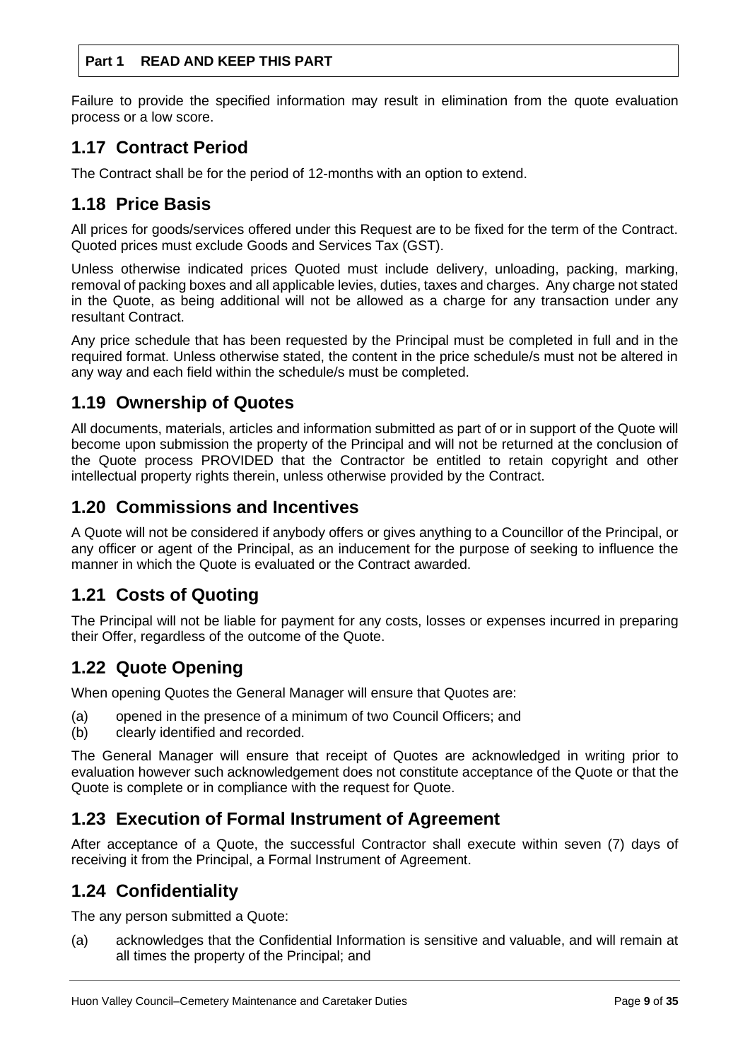Failure to provide the specified information may result in elimination from the quote evaluation process or a low score.

## 1.17 Contract Period

The Contract shall be for the period of 12-months with an option to extend.

## 1.18 Price Basis

All prices for goods/services offered under this Request are to be fixed for the term of the Contract. Quoted prices must exclude Goods and Services Tax (GST).

Unless otherwise indicated prices Quoted must include delivery, unloading, packing, marking, removal of packing boxes and all applicable levies, duties, taxes and charges. Any charge not stated in the Quote, as being additional will not be allowed as a charge for any transaction under any resultant Contract.

Any price schedule that has been requested by the Principal must be completed in full and in the required format. Unless otherwise stated, the content in the price schedule/s must not be altered in any way and each field within the schedule/s must be completed.

## 1.19 Ownership of Quotes

All documents, materials, articles and information submitted as part of or in support of the Quote will become upon submission the property of the Principal and will not be returned at the conclusion of the Quote process PROVIDED that the Contractor be entitled to retain copyright and other intellectual property rights therein, unless otherwise provided by the Contract.

## 1.20 Commissions and Incentives

A Quote will not be considered if anybody offers or gives anything to a Councillor of the Principal, or any officer or agent of the Principal, as an inducement for the purpose of seeking to influence the manner in which the Quote is evaluated or the Contract awarded.

## 1.21 Costs of Quoting

The Principal will not be liable for payment for any costs, losses or expenses incurred in preparing their Offer, regardless of the outcome of the Quote.

## 1.22 Quote Opening

When opening Quotes the General Manager will ensure that Quotes are:

(a) opened in the presence of a minimum of two Council Officers; and
(b) clearly identified and recorded.

The General Manager will ensure that receipt of Quotes are acknowledged in writing prior to evaluation however such acknowledgement does not constitute acceptance of the Quote or that the Quote is complete or in compliance with the request for Quote.

## 1.23 Execution of Formal Instrument of Agreement

After acceptance of a Quote, the successful Contractor shall execute within seven (7) days of receiving it from the Principal, a Formal Instrument of Agreement.

## 1.24 Confidentiality

The any person submitted a Quote:

(a) acknowledges that the Confidential Information is sensitive and valuable, and will remain at all times the property of the Principal; and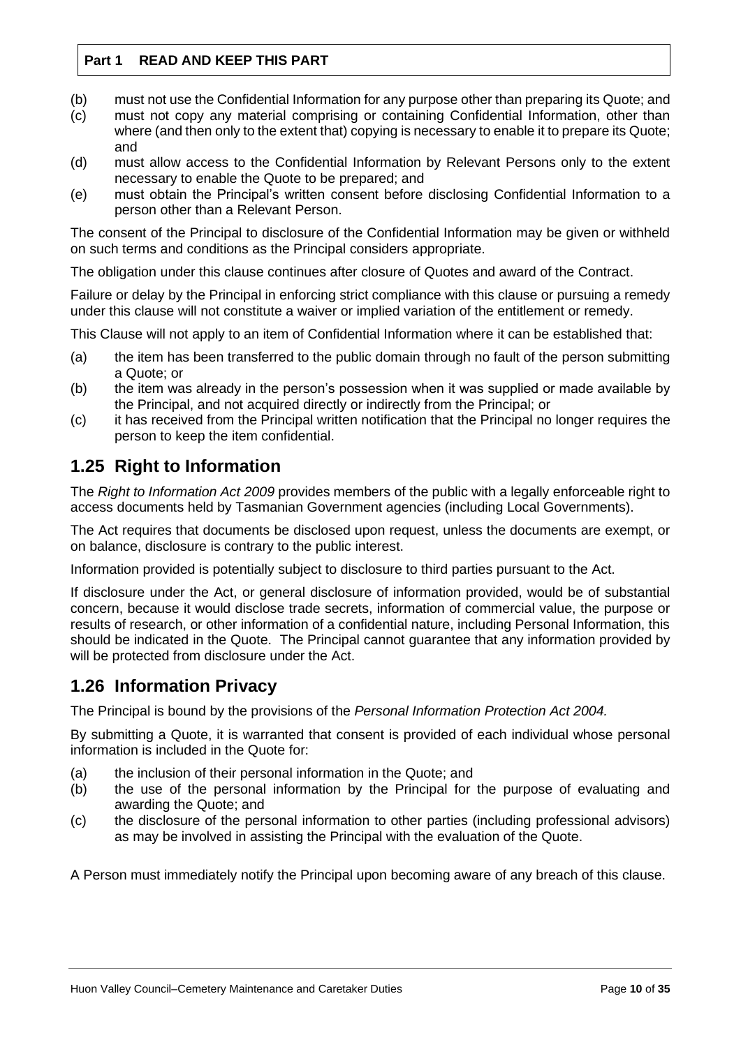**Part 1 READ AND KEEP THIS PART**

(b) must not use the Confidential Information for any purpose other than preparing its Quote; and

(c) must not copy any material comprising or containing Confidential Information, other than where (and then only to the extent that) copying is necessary to enable it to prepare its Quote; and

(d) must allow access to the Confidential Information by Relevant Persons only to the extent necessary to enable the Quote to be prepared; and

(e) must obtain the Principal's written consent before disclosing Confidential Information to a person other than a Relevant Person.

The consent of the Principal to disclosure of the Confidential Information may be given or withheld on such terms and conditions as the Principal considers appropriate.

The obligation under this clause continues after closure of Quotes and award of the Contract.

Failure or delay by the Principal in enforcing strict compliance with this clause or pursuing a remedy under this clause will not constitute a waiver or implied variation of the entitlement or remedy.

This Clause will not apply to an item of Confidential Information where it can be established that:

(a) the item has been transferred to the public domain through no fault of the person submitting a Quote; or

(b) the item was already in the person's possession when it was supplied or made available by the Principal, and not acquired directly or indirectly from the Principal; or

(c) it has received from the Principal written notification that the Principal no longer requires the person to keep the item confidential.

## 1.25 Right to Information

The *Right to Information Act 2009* provides members of the public with a legally enforceable right to access documents held by Tasmanian Government agencies (including Local Governments).

The Act requires that documents be disclosed upon request, unless the documents are exempt, or on balance, disclosure is contrary to the public interest.

Information provided is potentially subject to disclosure to third parties pursuant to the Act.

If disclosure under the Act, or general disclosure of information provided, would be of substantial concern, because it would disclose trade secrets, information of commercial value, the purpose or results of research, or other information of a confidential nature, including Personal Information, this should be indicated in the Quote. The Principal cannot guarantee that any information provided by will be protected from disclosure under the Act.

## 1.26 Information Privacy

The Principal is bound by the provisions of the *Personal Information Protection Act 2004.*

By submitting a Quote, it is warranted that consent is provided of each individual whose personal information is included in the Quote for:

(a) the inclusion of their personal information in the Quote; and

(b) the use of the personal information by the Principal for the purpose of evaluating and awarding the Quote; and

(c) the disclosure of the personal information to other parties (including professional advisors) as may be involved in assisting the Principal with the evaluation of the Quote.

A Person must immediately notify the Principal upon becoming aware of any breach of this clause.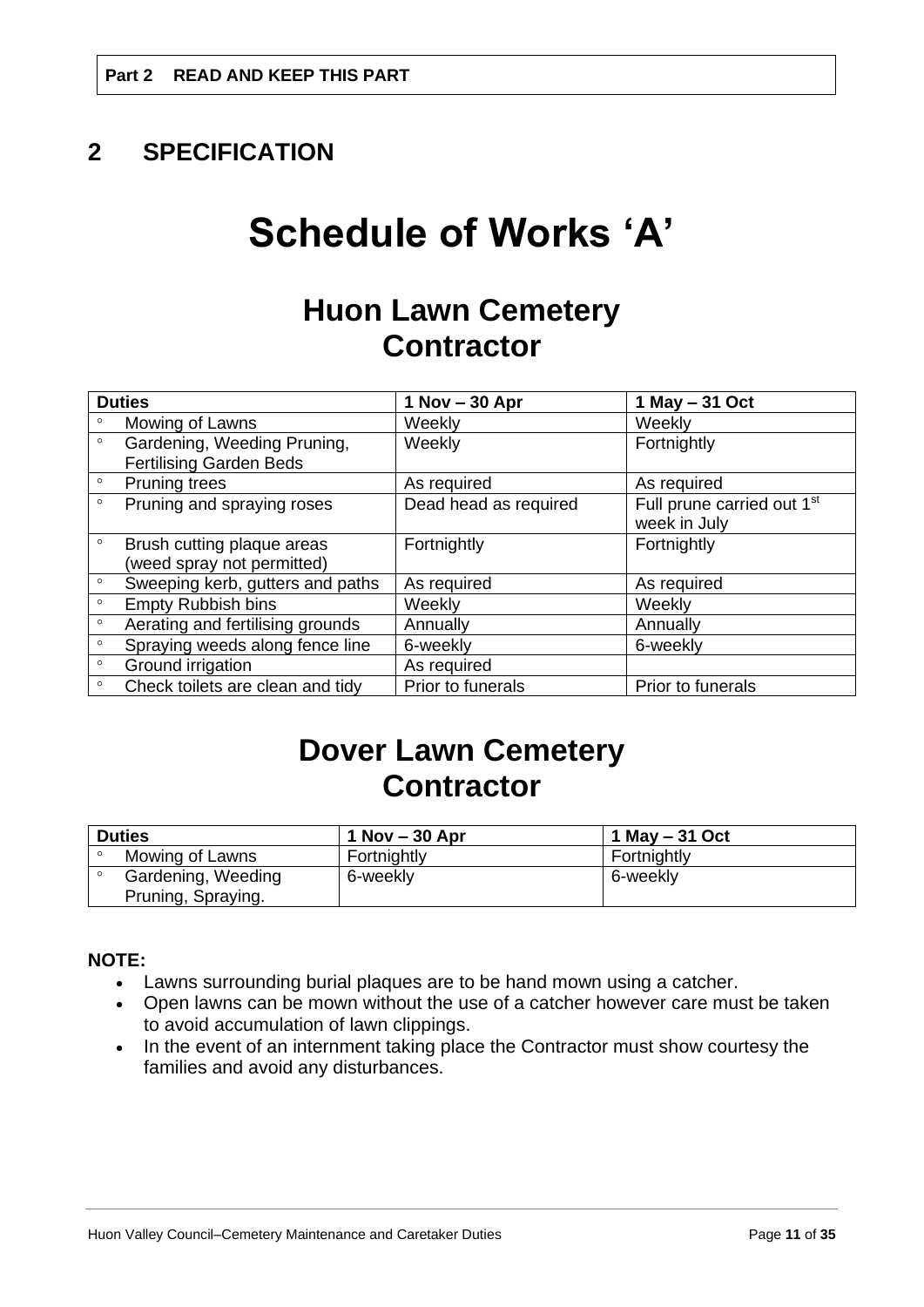**Part 2 READ AND KEEP THIS PART**

# 2 SPECIFICATION

# Schedule of Works 'A'

## Huon Lawn Cemetery Contractor

| Duties | 1 Nov – 30 Apr | 1 May – 31 Oct |
|---|---|---|
| ° Mowing of Lawns | Weekly | Weekly |
| ° Gardening, Weeding Pruning, Fertilising Garden Beds | Weekly | Fortnightly |
| ° Pruning trees | As required | As required |
| ° Pruning and spraying roses | Dead head as required | Full prune carried out 1st week in July |
| ° Brush cutting plaque areas (weed spray not permitted) | Fortnightly | Fortnightly |
| ° Sweeping kerb, gutters and paths | As required | As required |
| ° Empty Rubbish bins | Weekly | Weekly |
| ° Aerating and fertilising grounds | Annually | Annually |
| ° Spraying weeds along fence line | 6-weekly | 6-weekly |
| ° Ground irrigation | As required | |
| ° Check toilets are clean and tidy | Prior to funerals | Prior to funerals |

## Dover Lawn Cemetery Contractor

| Duties | 1 Nov – 30 Apr | 1 May – 31 Oct |
|---|---|---|
| ° Mowing of Lawns | Fortnightly | Fortnightly |
| ° Gardening, Weeding Pruning, Spraying. | 6-weekly | 6-weekly |

**NOTE:**

- Lawns surrounding burial plaques are to be hand mown using a catcher.
- Open lawns can be mown without the use of a catcher however care must be taken to avoid accumulation of lawn clippings.
- In the event of an internment taking place the Contractor must show courtesy the families and avoid any disturbances.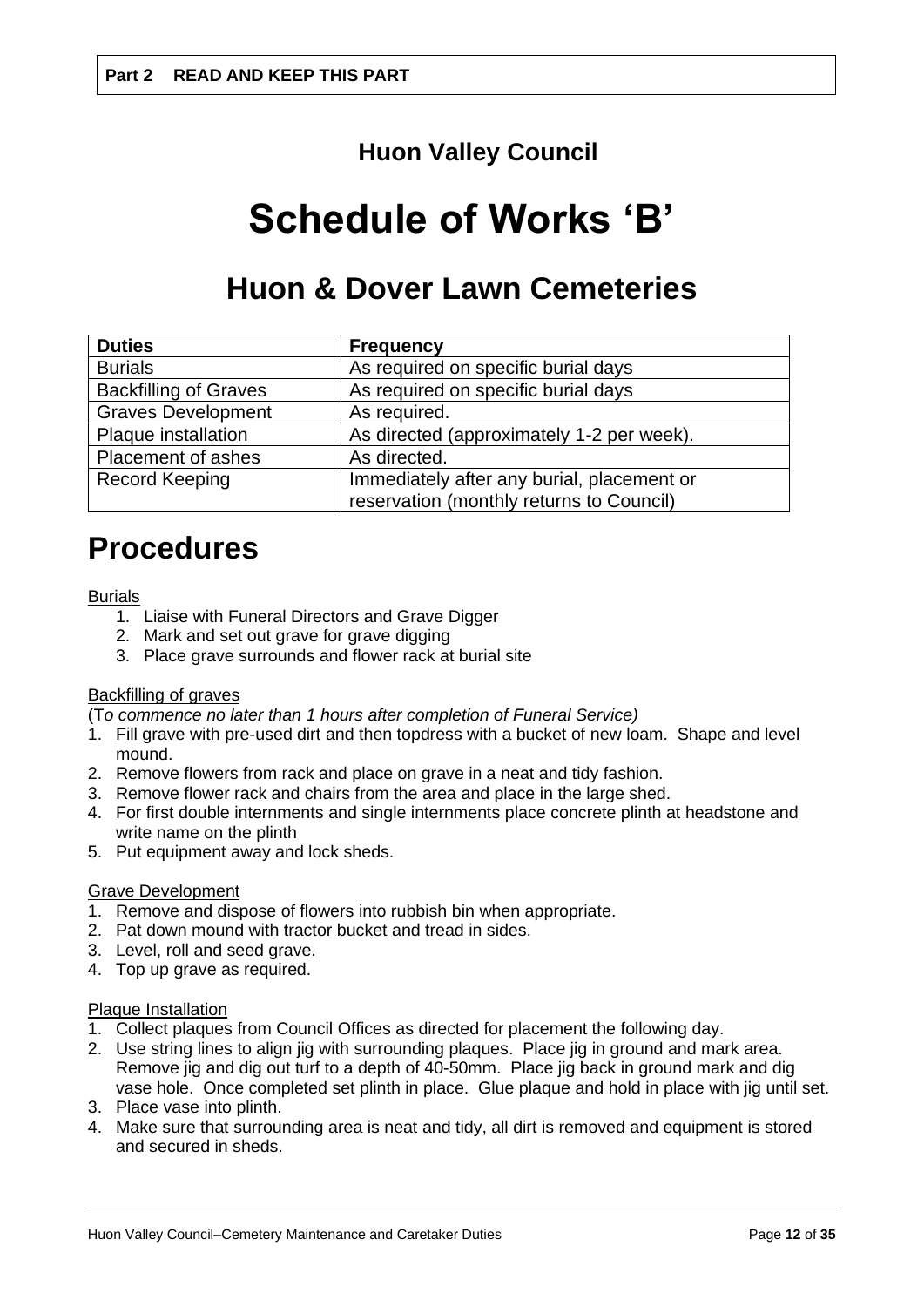**Part 2 READ AND KEEP THIS PART**

## Huon Valley Council

# Schedule of Works 'B'

## Huon & Dover Lawn Cemeteries

| Duties | Frequency |
| --- | --- |
| Burials | As required on specific burial days |
| Backfilling of Graves | As required on specific burial days |
| Graves Development | As required. |
| Plaque installation | As directed (approximately 1-2 per week). |
| Placement of ashes | As directed. |
| Record Keeping | Immediately after any burial, placement or reservation (monthly returns to Council) |

# Procedures

Burials

1. Liaise with Funeral Directors and Grave Digger
2. Mark and set out grave for grave digging
3. Place grave surrounds and flower rack at burial site

Backfilling of graves

(T*o commence no later than 1 hours after completion of Funeral Service)*

1. Fill grave with pre-used dirt and then topdress with a bucket of new loam. Shape and level mound.
2. Remove flowers from rack and place on grave in a neat and tidy fashion.
3. Remove flower rack and chairs from the area and place in the large shed.
4. For first double internments and single internments place concrete plinth at headstone and write name on the plinth
5. Put equipment away and lock sheds.

Grave Development

1. Remove and dispose of flowers into rubbish bin when appropriate.
2. Pat down mound with tractor bucket and tread in sides.
3. Level, roll and seed grave.
4. Top up grave as required.

Plaque Installation

1. Collect plaques from Council Offices as directed for placement the following day.
2. Use string lines to align jig with surrounding plaques. Place jig in ground and mark area. Remove jig and dig out turf to a depth of 40-50mm. Place jig back in ground mark and dig vase hole. Once completed set plinth in place. Glue plaque and hold in place with jig until set.
3. Place vase into plinth.
4. Make sure that surrounding area is neat and tidy, all dirt is removed and equipment is stored and secured in sheds.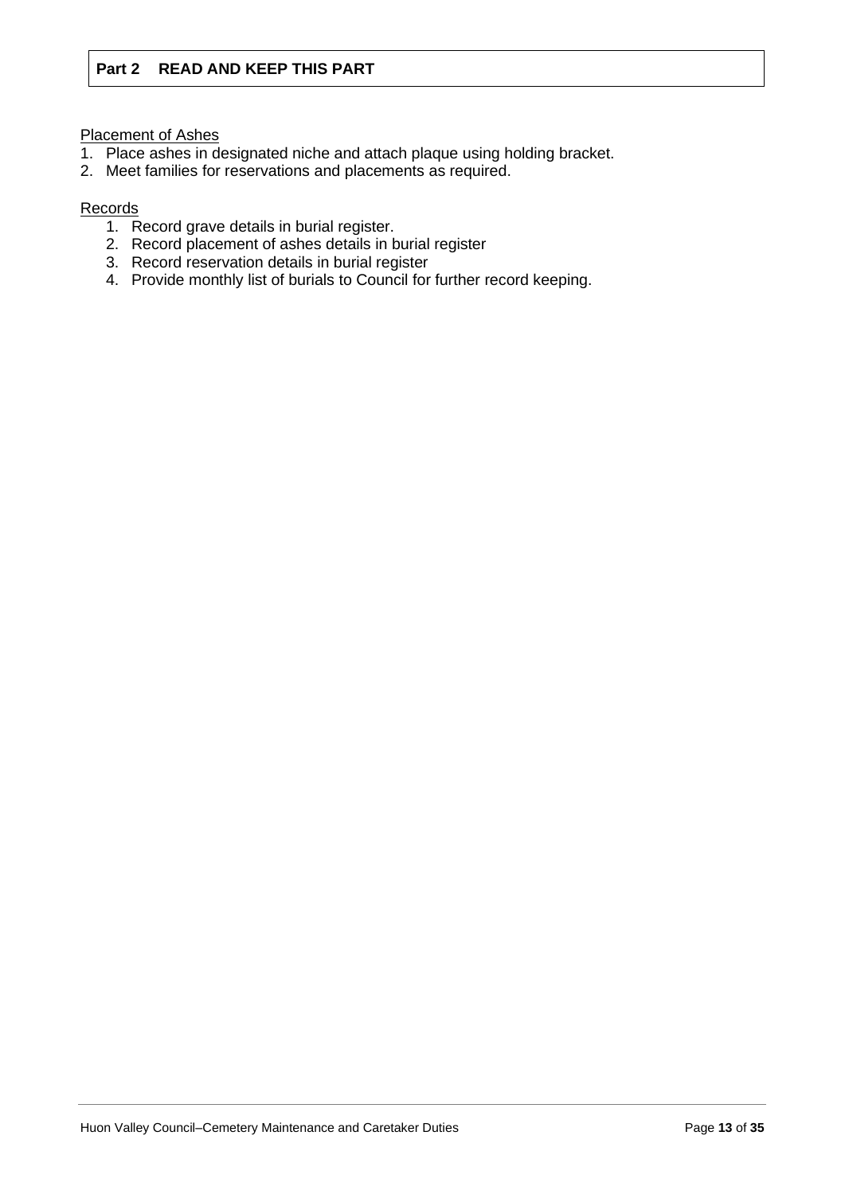**Part 2 READ AND KEEP THIS PART**

Placement of Ashes

1. Place ashes in designated niche and attach plaque using holding bracket.
2. Meet families for reservations and placements as required.

Records

1. Record grave details in burial register.
2. Record placement of ashes details in burial register
3. Record reservation details in burial register
4. Provide monthly list of burials to Council for further record keeping.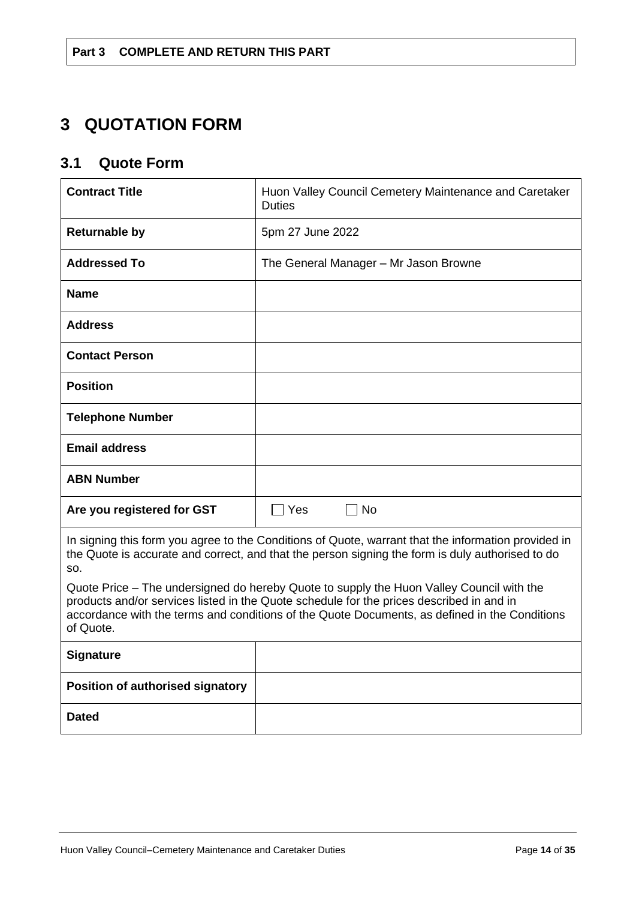**Part 3 COMPLETE AND RETURN THIS PART**

# 3 QUOTATION FORM

## 3.1 Quote Form

| **Contract Title** | Huon Valley Council Cemetery Maintenance and Caretaker Duties |
|---|---|
| **Returnable by** | 5pm 27 June 2022 |
| **Addressed To** | The General Manager – Mr Jason Browne |
| **Name** | |
| **Address** | |
| **Contact Person** | |
| **Position** | |
| **Telephone Number** | |
| **Email address** | |
| **ABN Number** | |
| **Are you registered for GST** | ☐ Yes ☐ No |

In signing this form you agree to the Conditions of Quote, warrant that the information provided in the Quote is accurate and correct, and that the person signing the form is duly authorised to do so.

Quote Price – The undersigned do hereby Quote to supply the Huon Valley Council with the products and/or services listed in the Quote schedule for the prices described in and in accordance with the terms and conditions of the Quote Documents, as defined in the Conditions of Quote.

| **Signature** | |
|---|---|
| **Position of authorised signatory** | |
| **Dated** | |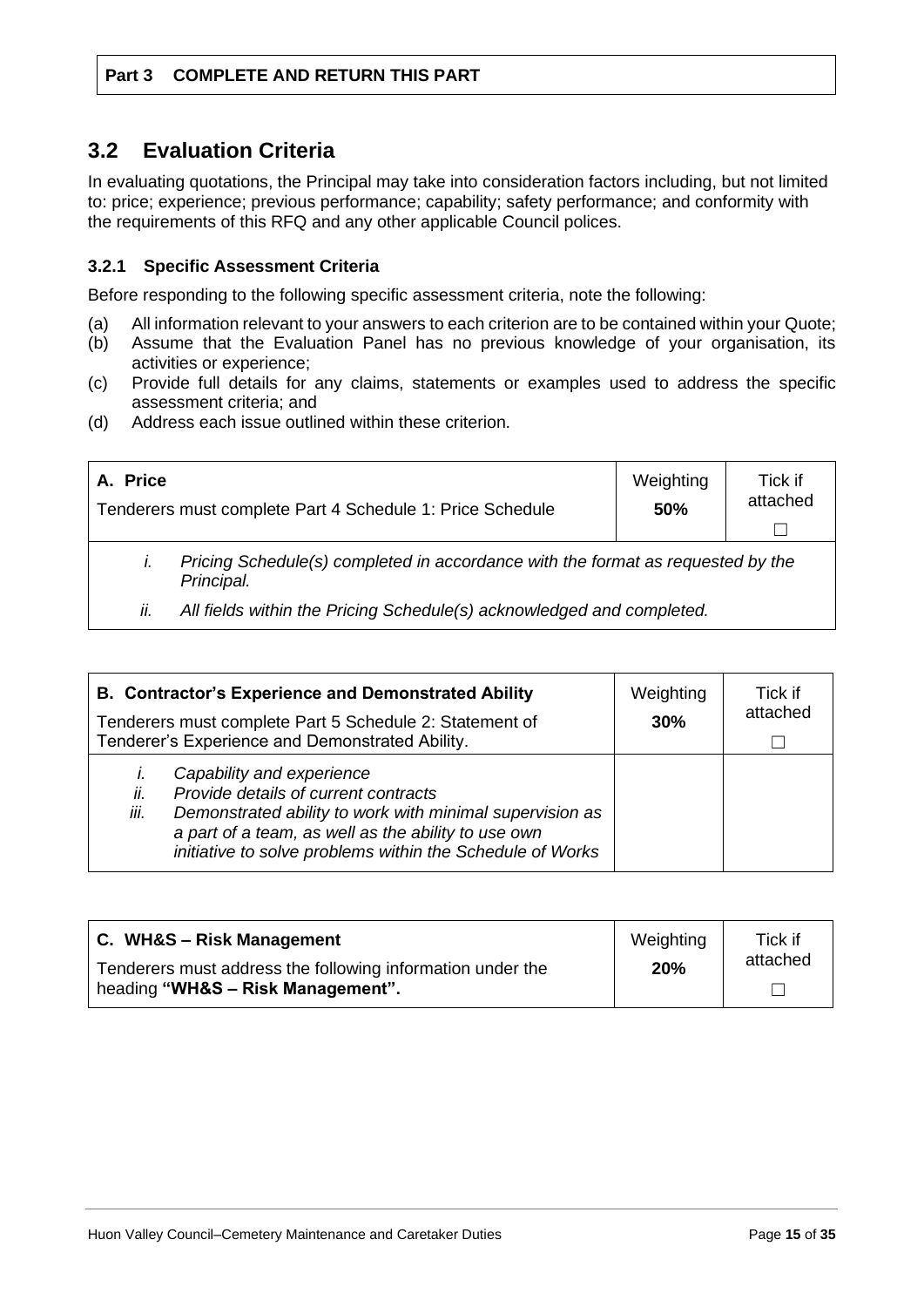**Part 3 COMPLETE AND RETURN THIS PART**

## 3.2 Evaluation Criteria

In evaluating quotations, the Principal may take into consideration factors including, but not limited to: price; experience; previous performance; capability; safety performance; and conformity with the requirements of this RFQ and any other applicable Council polices.

### 3.2.1 Specific Assessment Criteria

Before responding to the following specific assessment criteria, note the following:

(a) All information relevant to your answers to each criterion are to be contained within your Quote;
(b) Assume that the Evaluation Panel has no previous knowledge of your organisation, its activities or experience;
(c) Provide full details for any claims, statements or examples used to address the specific assessment criteria; and
(d) Address each issue outlined within these criterion.

| **A. Price**<br>Tenderers must complete Part 4 Schedule 1: Price Schedule | Weighting<br>**50%** | Tick if attached<br>☐ |
|---|---|---|
| *i. Pricing Schedule(s) completed in accordance with the format as requested by the Principal.*<br>*ii. All fields within the Pricing Schedule(s) acknowledged and completed.* | | |

| **B. Contractor's Experience and Demonstrated Ability**<br>Tenderers must complete Part 5 Schedule 2: Statement of Tenderer's Experience and Demonstrated Ability. | Weighting<br>**30%** | Tick if attached<br>☐ |
|---|---|---|
| *i. Capability and experience*<br>*ii. Provide details of current contracts*<br>*iii. Demonstrated ability to work with minimal supervision as a part of a team, as well as the ability to use own initiative to solve problems within the Schedule of Works* | | |

| **C. WH&S – Risk Management**<br>Tenderers must address the following information under the heading **"WH&S – Risk Management".** | Weighting<br>**20%** | Tick if attached<br>☐ |
|---|---|---|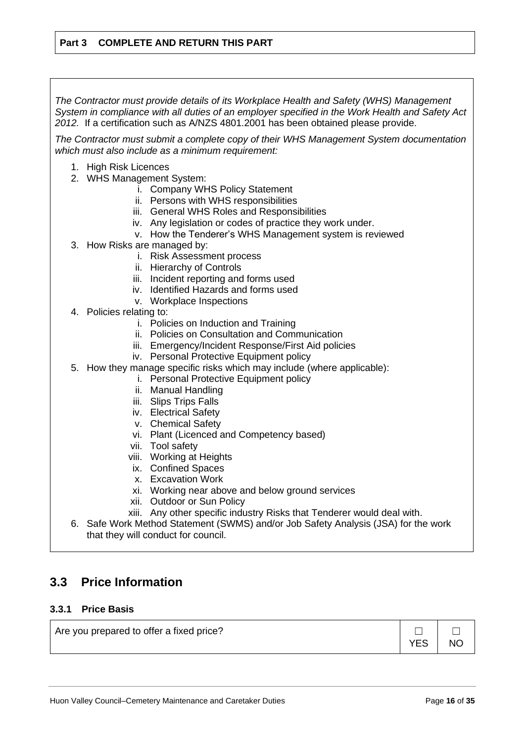**Part 3 COMPLETE AND RETURN THIS PART**

*The Contractor must provide details of its Workplace Health and Safety (WHS) Management System in compliance with all duties of an employer specified in the Work Health and Safety Act 2012.* If a certification such as A/NZS 4801.2001 has been obtained please provide.

*The Contractor must submit a complete copy of their WHS Management System documentation which must also include as a minimum requirement:*

1. High Risk Licences
2. WHS Management System:
   i. Company WHS Policy Statement
   ii. Persons with WHS responsibilities
   iii. General WHS Roles and Responsibilities
   iv. Any legislation or codes of practice they work under.
   v. How the Tenderer's WHS Management system is reviewed
3. How Risks are managed by:
   i. Risk Assessment process
   ii. Hierarchy of Controls
   iii. Incident reporting and forms used
   iv. Identified Hazards and forms used
   v. Workplace Inspections
4. Policies relating to:
   i. Policies on Induction and Training
   ii. Policies on Consultation and Communication
   iii. Emergency/Incident Response/First Aid policies
   iv. Personal Protective Equipment policy
5. How they manage specific risks which may include (where applicable):
   i. Personal Protective Equipment policy
   ii. Manual Handling
   iii. Slips Trips Falls
   iv. Electrical Safety
   v. Chemical Safety
   vi. Plant (Licenced and Competency based)
   vii. Tool safety
   viii. Working at Heights
   ix. Confined Spaces
   x. Excavation Work
   xi. Working near above and below ground services
   xii. Outdoor or Sun Policy
   xiii. Any other specific industry Risks that Tenderer would deal with.
6. Safe Work Method Statement (SWMS) and/or Job Safety Analysis (JSA) for the work that they will conduct for council.

## 3.3 Price Information

### 3.3.1 Price Basis

| | | |
|---|---|---|
| Are you prepared to offer a fixed price? | ☐ YES | ☐ NO |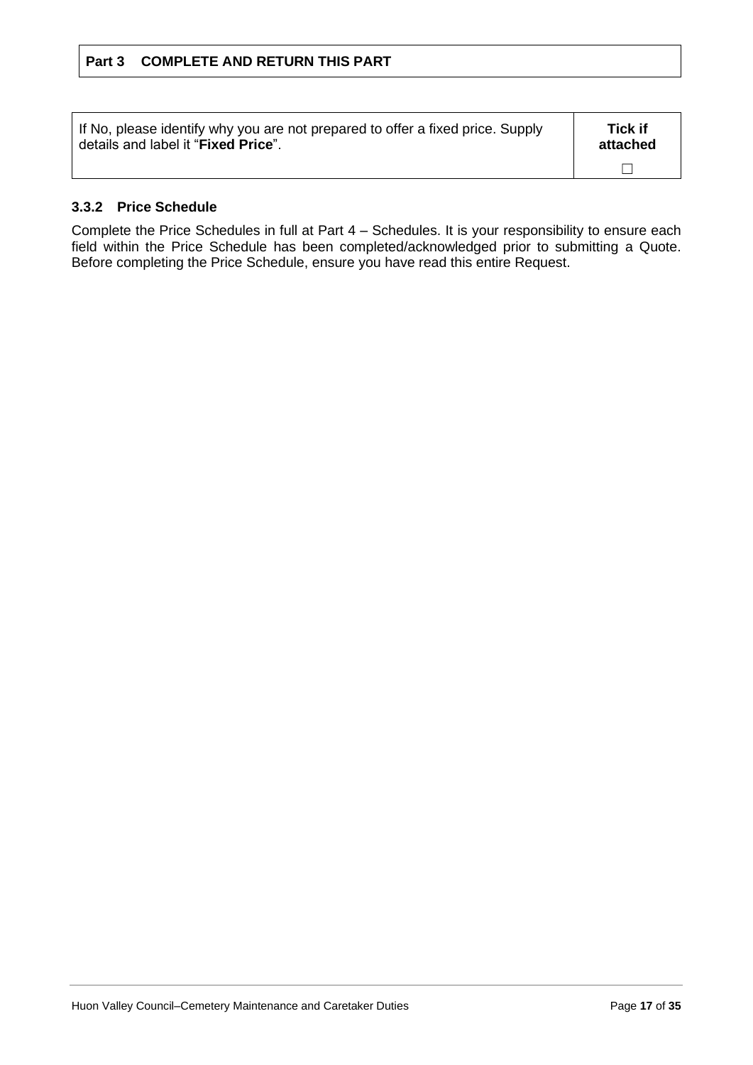**Part 3 COMPLETE AND RETURN THIS PART**

| If No, please identify why you are not prepared to offer a fixed price. Supply details and label it "**Fixed Price**". | **Tick if attached** |
| --- | --- |
| | ☐ |

### 3.3.2 Price Schedule

Complete the Price Schedules in full at Part 4 – Schedules. It is your responsibility to ensure each field within the Price Schedule has been completed/acknowledged prior to submitting a Quote. Before completing the Price Schedule, ensure you have read this entire Request.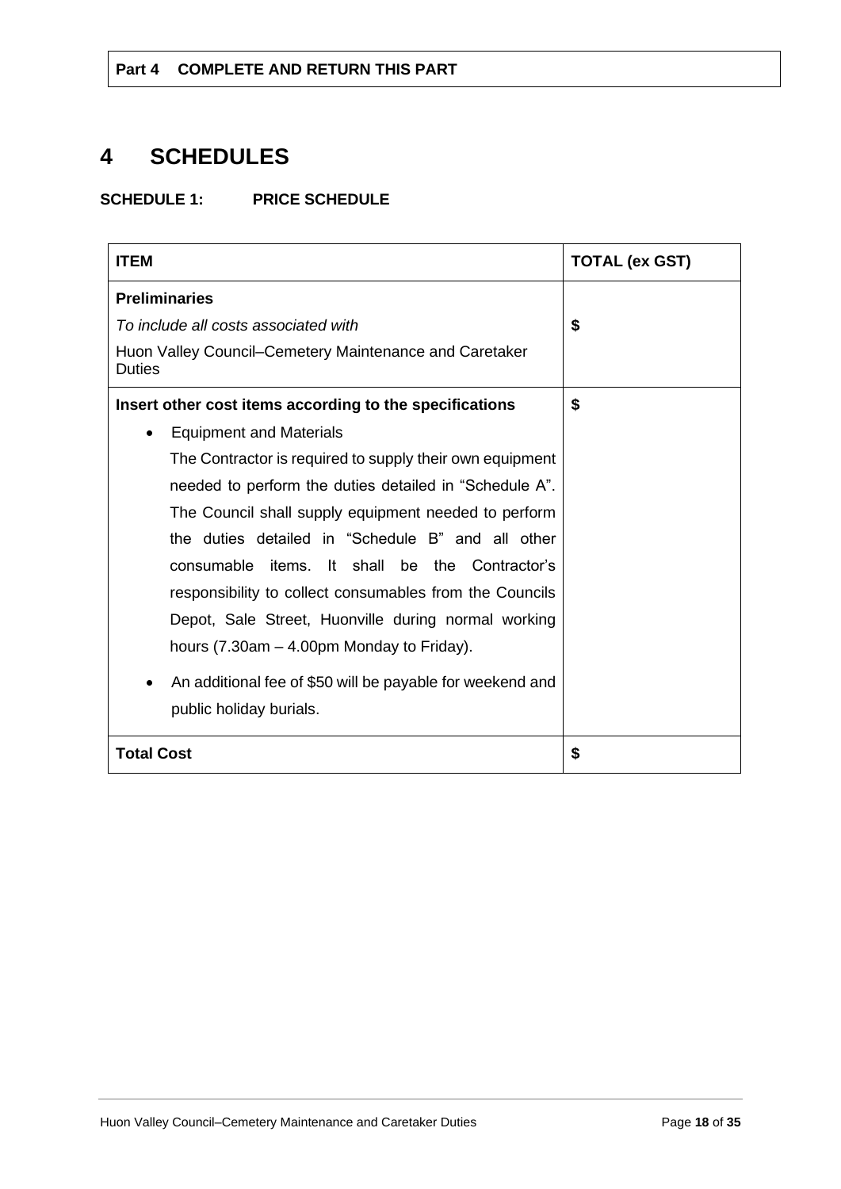**Part 4 COMPLETE AND RETURN THIS PART**

# 4 SCHEDULES

### SCHEDULE 1: PRICE SCHEDULE

| ITEM | TOTAL (ex GST) |
|---|---|
| **Preliminaries**<br>*To include all costs associated with*<br>Huon Valley Council–Cemetery Maintenance and Caretaker Duties | $ |
| **Insert other cost items according to the specifications**<br>• Equipment and Materials<br>The Contractor is required to supply their own equipment needed to perform the duties detailed in "Schedule A". The Council shall supply equipment needed to perform the duties detailed in "Schedule B" and all other consumable items. It shall be the Contractor's responsibility to collect consumables from the Councils Depot, Sale Street, Huonville during normal working hours (7.30am – 4.00pm Monday to Friday).<br>• An additional fee of $50 will be payable for weekend and public holiday burials. | $ |
| **Total Cost** | $ |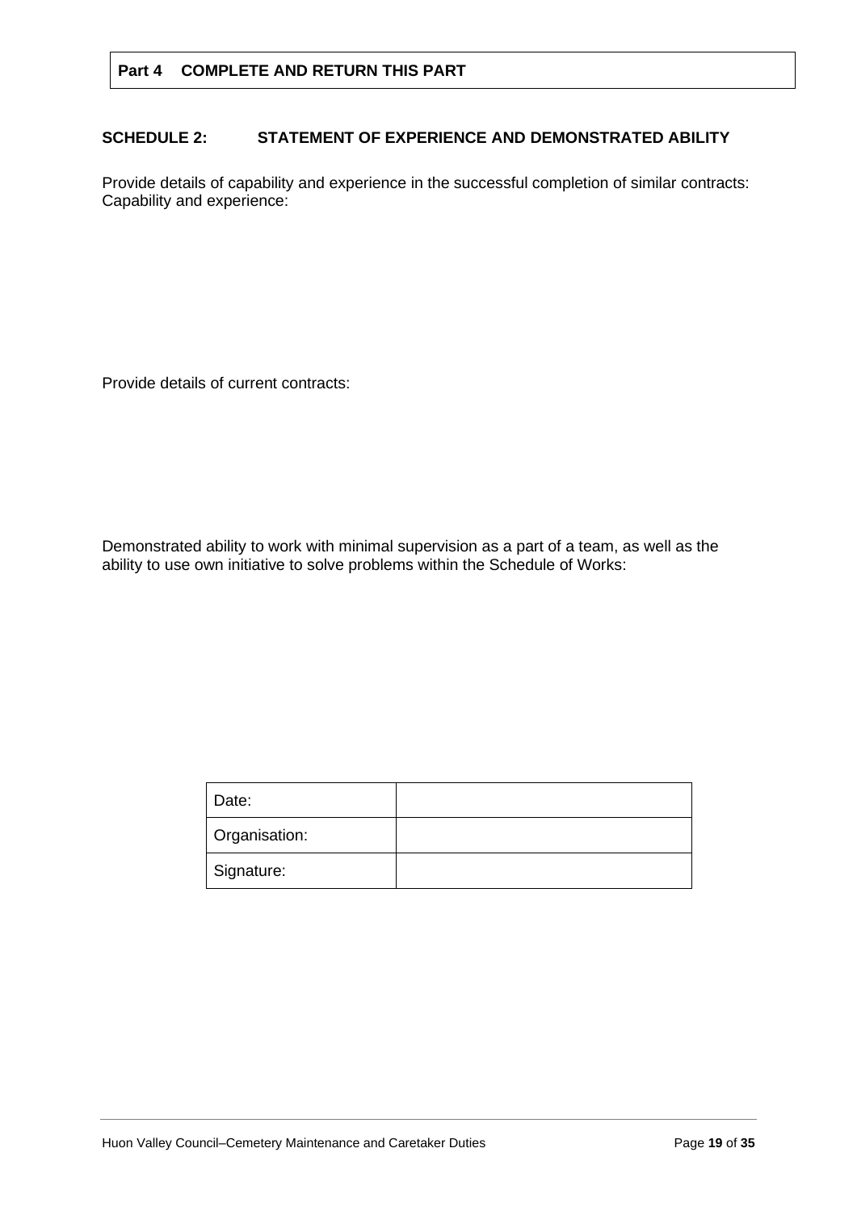**Part 4 COMPLETE AND RETURN THIS PART**

## SCHEDULE 2: STATEMENT OF EXPERIENCE AND DEMONSTRATED ABILITY

Provide details of capability and experience in the successful completion of similar contracts:
Capability and experience:

Provide details of current contracts:

Demonstrated ability to work with minimal supervision as a part of a team, as well as the ability to use own initiative to solve problems within the Schedule of Works:

| | |
|---|---|
| Date: | |
| Organisation: | |
| Signature: | |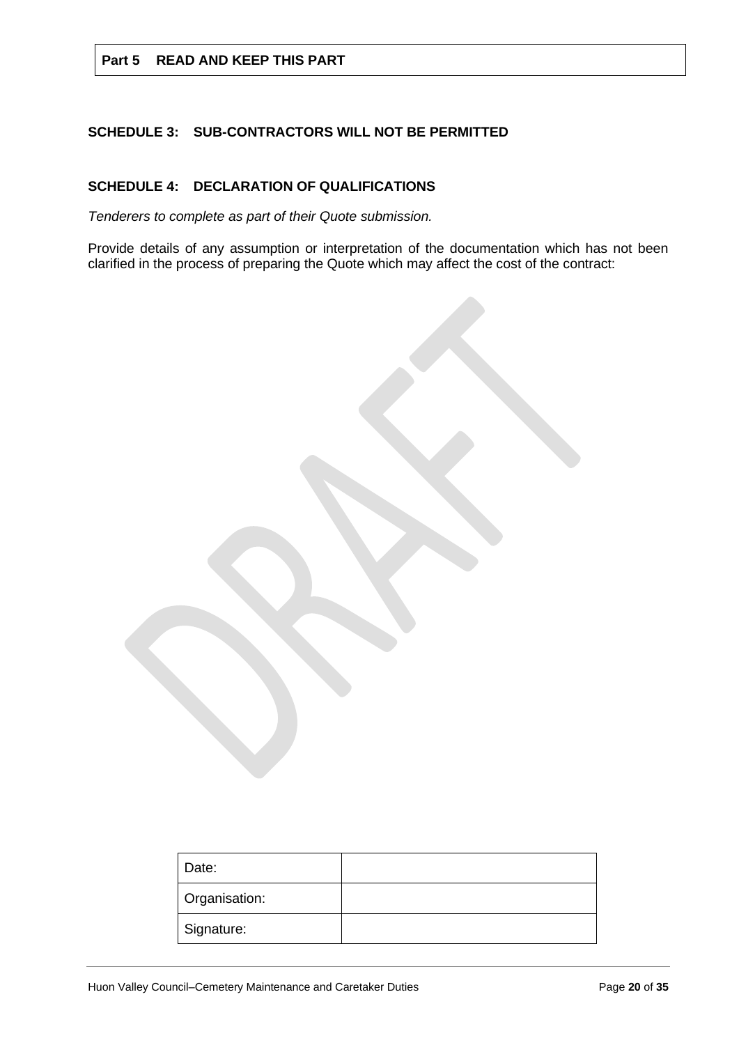**Part 5 READ AND KEEP THIS PART**

## SCHEDULE 3: SUB-CONTRACTORS WILL NOT BE PERMITTED

## SCHEDULE 4: DECLARATION OF QUALIFICATIONS

*Tenderers to complete as part of their Quote submission.*

Provide details of any assumption or interpretation of the documentation which has not been clarified in the process of preparing the Quote which may affect the cost of the contract:

| Date: | |
|---|---|
| Organisation: | |
| Signature: | |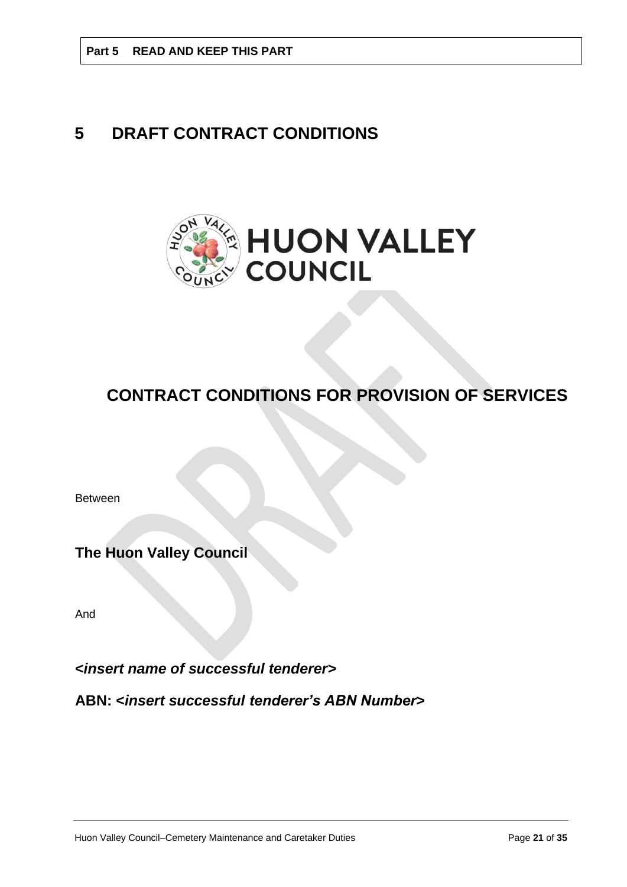**Part 5 READ AND KEEP THIS PART**

# 5 DRAFT CONTRACT CONDITIONS

HUON VALLEY COUNCIL

## CONTRACT CONDITIONS FOR PROVISION OF SERVICES

Between

**The Huon Valley Council**

And

***<insert name of successful tenderer>***

**ABN: *<insert successful tenderer's ABN Number>***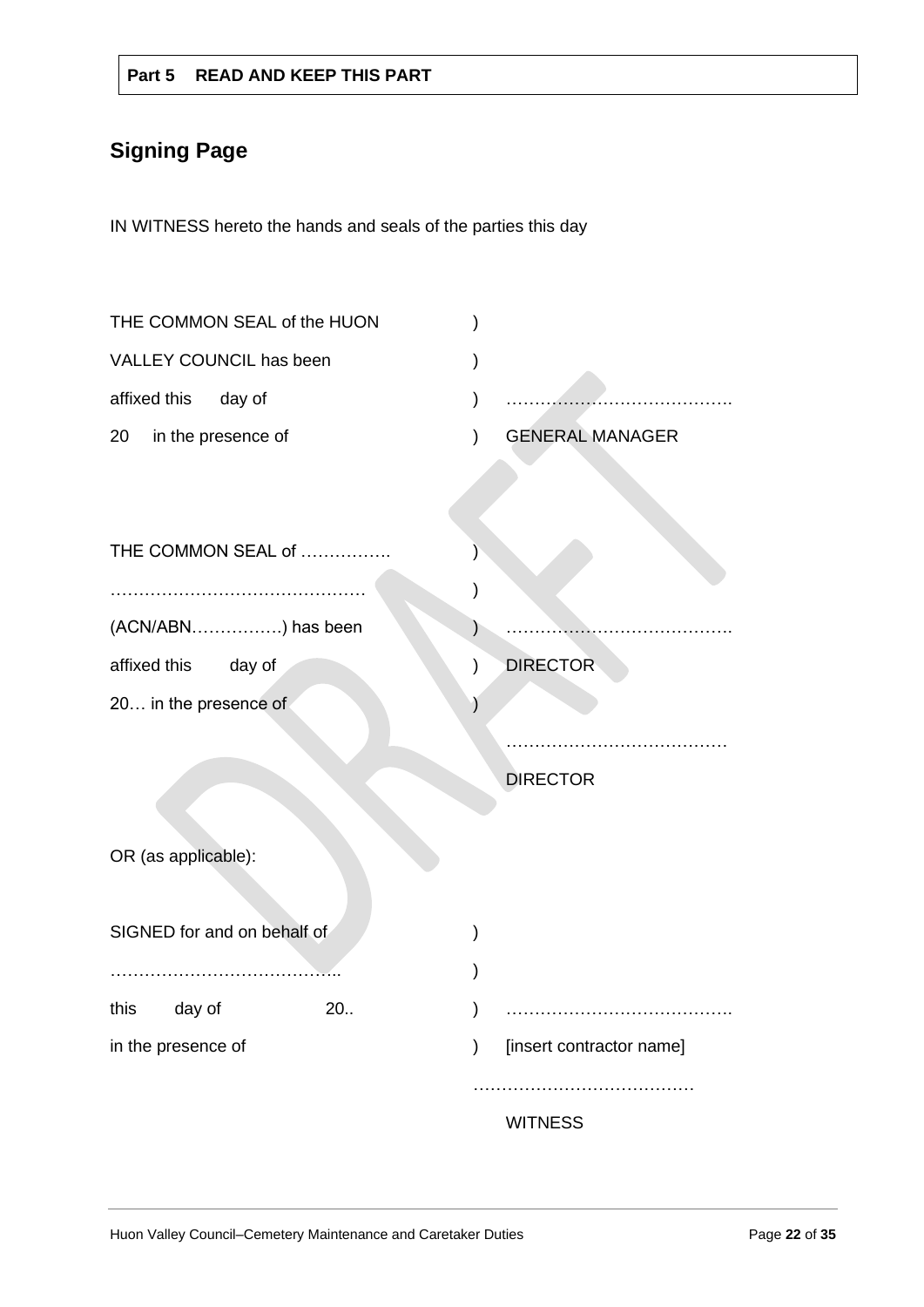**Part 5 READ AND KEEP THIS PART**

## Signing Page

IN WITNESS hereto the hands and seals of the parties this day

| | | |
|---|---|---|
| THE COMMON SEAL of the HUON | ) | |
| VALLEY COUNCIL has been | ) | |
| affixed this day of | ) | …………………………………. |
| 20 in the presence of | ) | GENERAL MANAGER |

| | | |
|---|---|---|
| THE COMMON SEAL of ……………. | ) | |
| ……………………………………… | ) | |
| (ACN/ABN…………….) has been | ) | …………………………………. |
| affixed this day of | ) | DIRECTOR |
| 20… in the presence of | ) | |
| | | ………………………………… |
| | | DIRECTOR |

OR (as applicable):

| | | |
|---|---|---|
| SIGNED for and on behalf of | ) | |
| ………………………………….. | ) | |
| this day of 20.. | ) | …………………………………. |
| in the presence of | ) | [insert contractor name] |
| | | ………………………………… |
| | | WITNESS |

DRAFT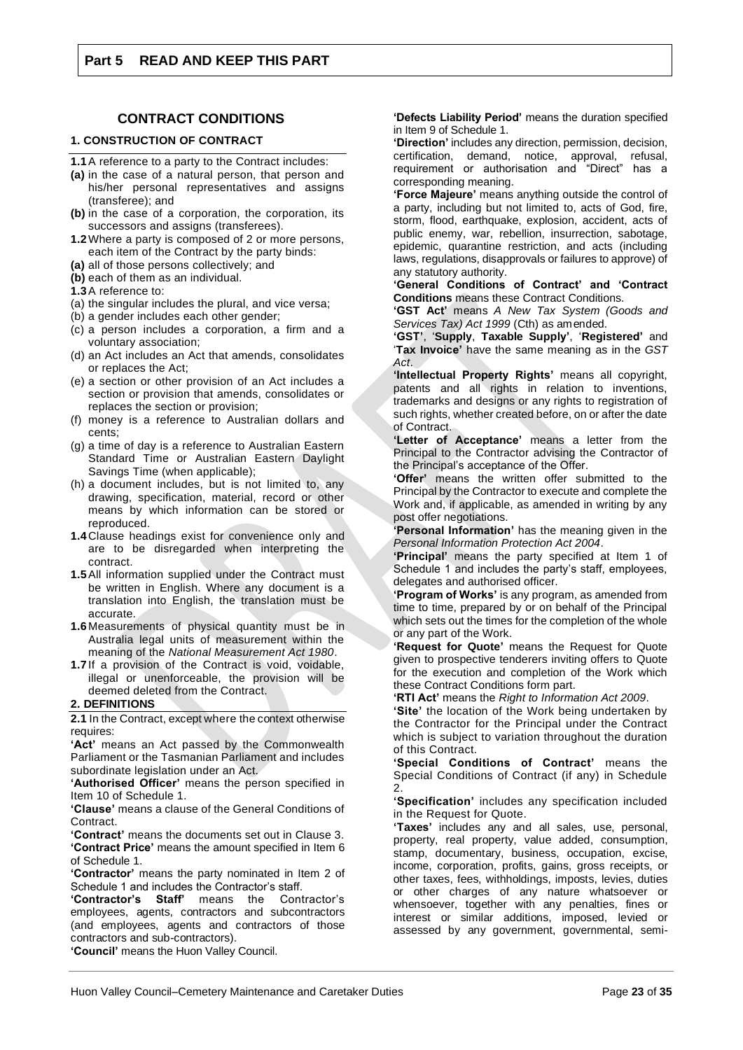## Part 5 READ AND KEEP THIS PART

# CONTRACT CONDITIONS

### 1. CONSTRUCTION OF CONTRACT

**1.1** A reference to a party to the Contract includes:

**(a)** in the case of a natural person, that person and his/her personal representatives and assigns (transferee); and

**(b)** in the case of a corporation, the corporation, its successors and assigns (transferees).

**1.2** Where a party is composed of 2 or more persons, each item of the Contract by the party binds:

**(a)** all of those persons collectively; and

**(b)** each of them as an individual.

**1.3** A reference to:

(a) the singular includes the plural, and vice versa;

(b) a gender includes each other gender;

(c) a person includes a corporation, a firm and a voluntary association;

(d) an Act includes an Act that amends, consolidates or replaces the Act;

(e) a section or other provision of an Act includes a section or provision that amends, consolidates or replaces the section or provision;

(f) money is a reference to Australian dollars and cents;

(g) a time of day is a reference to Australian Eastern Standard Time or Australian Eastern Daylight Savings Time (when applicable);

(h) a document includes, but is not limited to, any drawing, specification, material, record or other means by which information can be stored or reproduced.

**1.4** Clause headings exist for convenience only and are to be disregarded when interpreting the contract.

**1.5** All information supplied under the Contract must be written in English. Where any document is a translation into English, the translation must be accurate.

**1.6** Measurements of physical quantity must be in Australia legal units of measurement within the meaning of the *National Measurement Act 1980*.

**1.7** If a provision of the Contract is void, voidable, illegal or unenforceable, the provision will be deemed deleted from the Contract.

### 2. DEFINITIONS

**2.1** In the Contract, except where the context otherwise requires:

**'Act'** means an Act passed by the Commonwealth Parliament or the Tasmanian Parliament and includes subordinate legislation under an Act.

**'Authorised Officer'** means the person specified in Item 10 of Schedule 1.

**'Clause'** means a clause of the General Conditions of Contract.

**'Contract'** means the documents set out in Clause 3.

**'Contract Price'** means the amount specified in Item 6 of Schedule 1.

**'Contractor'** means the party nominated in Item 2 of Schedule 1 and includes the Contractor's staff.

**'Contractor's Staff'** means the Contractor's employees, agents, contractors and subcontractors (and employees, agents and contractors of those contractors and sub-contractors).

**'Council'** means the Huon Valley Council.

**'Defects Liability Period'** means the duration specified in Item 9 of Schedule 1.

**'Direction'** includes any direction, permission, decision, certification, demand, notice, approval, refusal, requirement or authorisation and "Direct" has a corresponding meaning.

**'Force Majeure'** means anything outside the control of a party, including but not limited to, acts of God, fire, storm, flood, earthquake, explosion, accident, acts of public enemy, war, rebellion, insurrection, sabotage, epidemic, quarantine restriction, and acts (including laws, regulations, disapprovals or failures to approve) of any statutory authority.

**'General Conditions of Contract' and 'Contract Conditions** means these Contract Conditions.

**'GST Act'** means *A New Tax System (Goods and Services Tax) Act 1999* (Cth) as amended.

**'GST'**, '**Supply**, **Taxable Supply'**, '**Registered'** and '**Tax Invoice'** have the same meaning as in the *GST Act*.

**'Intellectual Property Rights'** means all copyright, patents and all rights in relation to inventions, trademarks and designs or any rights to registration of such rights, whether created before, on or after the date of Contract.

**'Letter of Acceptance'** means a letter from the Principal to the Contractor advising the Contractor of the Principal's acceptance of the Offer.

**'Offer'** means the written offer submitted to the Principal by the Contractor to execute and complete the Work and, if applicable, as amended in writing by any post offer negotiations.

**'Personal Information'** has the meaning given in the *Personal Information Protection Act 2004*.

**'Principal'** means the party specified at Item 1 of Schedule 1 and includes the party's staff, employees, delegates and authorised officer.

**'Program of Works'** is any program, as amended from time to time, prepared by or on behalf of the Principal which sets out the times for the completion of the whole or any part of the Work.

**'Request for Quote'** means the Request for Quote given to prospective tenderers inviting offers to Quote for the execution and completion of the Work which these Contract Conditions form part.

**'RTI Act'** means the *Right to Information Act 2009*.

**'Site'** the location of the Work being undertaken by the Contractor for the Principal under the Contract which is subject to variation throughout the duration of this Contract.

**'Special Conditions of Contract'** means the Special Conditions of Contract (if any) in Schedule 2.

**'Specification'** includes any specification included in the Request for Quote.

**'Taxes'** includes any and all sales, use, personal, property, real property, value added, consumption, stamp, documentary, business, occupation, excise, income, corporation, profits, gains, gross receipts, or other taxes, fees, withholdings, imposts, levies, duties or other charges of any nature whatsoever or whensoever, together with any penalties, fines or interest or similar additions, imposed, levied or assessed by any government, governmental, semi-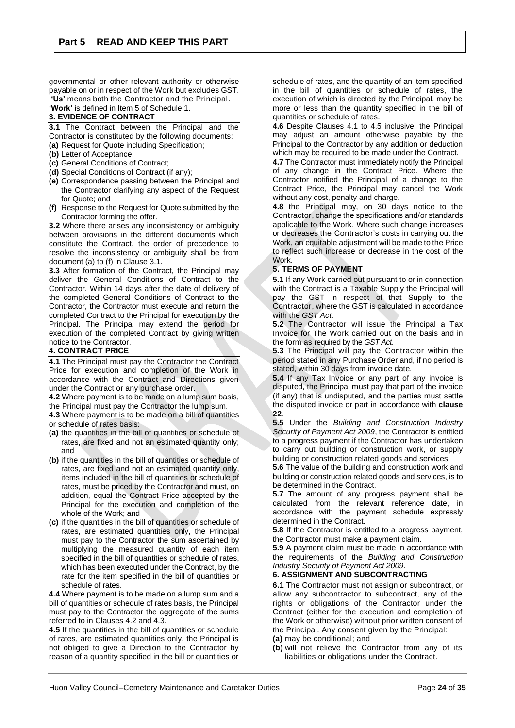governmental or other relevant authority or otherwise payable on or in respect of the Work but excludes GST.

**'Us'** means both the Contractor and the Principal.

**'Work'** is defined in Item 5 of Schedule 1.

### 3. EVIDENCE OF CONTRACT

**3.1** The Contract between the Principal and the Contractor is constituted by the following documents:

**(a)** Request for Quote including Specification;

**(b)** Letter of Acceptance;

**(c)** General Conditions of Contract;

**(d)** Special Conditions of Contract (if any);

**(e)** Correspondence passing between the Principal and the Contractor clarifying any aspect of the Request for Quote; and

**(f)** Response to the Request for Quote submitted by the Contractor forming the offer.

**3.2** Where there arises any inconsistency or ambiguity between provisions in the different documents which constitute the Contract, the order of precedence to resolve the inconsistency or ambiguity shall be from document (a) to (f) in Clause 3.1.

**3.3** After formation of the Contract, the Principal may deliver the General Conditions of Contract to the Contractor. Within 14 days after the date of delivery of the completed General Conditions of Contract to the Contractor, the Contractor must execute and return the completed Contract to the Principal for execution by the Principal. The Principal may extend the period for execution of the completed Contract by giving written notice to the Contractor.

### 4. CONTRACT PRICE

**4.1** The Principal must pay the Contractor the Contract Price for execution and completion of the Work in accordance with the Contract and Directions given under the Contract or any purchase order.

**4.2** Where payment is to be made on a lump sum basis, the Principal must pay the Contractor the lump sum.

**4.3** Where payment is to be made on a bill of quantities or schedule of rates basis:

**(a)** the quantities in the bill of quantities or schedule of rates, are fixed and not an estimated quantity only; and

**(b)** if the quantities in the bill of quantities or schedule of rates, are fixed and not an estimated quantity only, items included in the bill of quantities or schedule of rates, must be priced by the Contractor and must, on addition, equal the Contract Price accepted by the Principal for the execution and completion of the whole of the Work; and

**(c)** if the quantities in the bill of quantities or schedule of rates, are estimated quantities only, the Principal must pay to the Contractor the sum ascertained by multiplying the measured quantity of each item specified in the bill of quantities or schedule of rates, which has been executed under the Contract, by the rate for the item specified in the bill of quantities or schedule of rates.

**4.4** Where payment is to be made on a lump sum and a bill of quantities or schedule of rates basis, the Principal must pay to the Contractor the aggregate of the sums referred to in Clauses 4.2 and 4.3.

**4.5** If the quantities in the bill of quantities or schedule of rates, are estimated quantities only, the Principal is not obliged to give a Direction to the Contractor by reason of a quantity specified in the bill or quantities or schedule of rates, and the quantity of an item specified in the bill of quantities or schedule of rates, the execution of which is directed by the Principal, may be more or less than the quantity specified in the bill of quantities or schedule of rates.

**4.6** Despite Clauses 4.1 to 4.5 inclusive, the Principal may adjust an amount otherwise payable by the Principal to the Contractor by any addition or deduction which may be required to be made under the Contract.

**4.7** The Contractor must immediately notify the Principal of any change in the Contract Price. Where the Contractor notified the Principal of a change to the Contract Price, the Principal may cancel the Work without any cost, penalty and charge.

**4.8** the Principal may, on 30 days notice to the Contractor, change the specifications and/or standards applicable to the Work. Where such change increases or decreases the Contractor's costs in carrying out the Work, an equitable adjustment will be made to the Price to reflect such increase or decrease in the cost of the Work.

### 5. TERMS OF PAYMENT

**5.1** If any Work carried out pursuant to or in connection with the Contract is a Taxable Supply the Principal will pay the GST in respect of that Supply to the Contractor, where the GST is calculated in accordance with the *GST Act*.

**5.2** The Contractor will issue the Principal a Tax Invoice for The Work carried out on the basis and in the form as required by the *GST Act*.

**5.3** The Principal will pay the Contractor within the period stated in any Purchase Order and, if no period is stated, within 30 days from invoice date.

**5.4** If any Tax Invoice or any part of any invoice is disputed, the Principal must pay that part of the invoice (if any) that is undisputed, and the parties must settle the disputed invoice or part in accordance with **clause 22**.

**5.5** Under the *Building and Construction Industry Security of Payment Act 2009*, the Contractor is entitled to a progress payment if the Contractor has undertaken to carry out building or construction work, or supply building or construction related goods and services.

**5.6** The value of the building and construction work and building or construction related goods and services, is to be determined in the Contract.

**5.7** The amount of any progress payment shall be calculated from the relevant reference date, in accordance with the payment schedule expressly determined in the Contract.

**5.8** If the Contractor is entitled to a progress payment, the Contractor must make a payment claim.

**5.9** A payment claim must be made in accordance with the requirements of the *Building and Construction Industry Security of Payment Act 2009*.

### 6. ASSIGNMENT AND SUBCONTRACTING

**6.1** The Contractor must not assign or subcontract, or allow any subcontractor to subcontract, any of the rights or obligations of the Contractor under the Contract (either for the execution and completion of the Work or otherwise) without prior written consent of the Principal. Any consent given by the Principal:

**(a)** may be conditional; and

**(b)** will not relieve the Contractor from any of its liabilities or obligations under the Contract.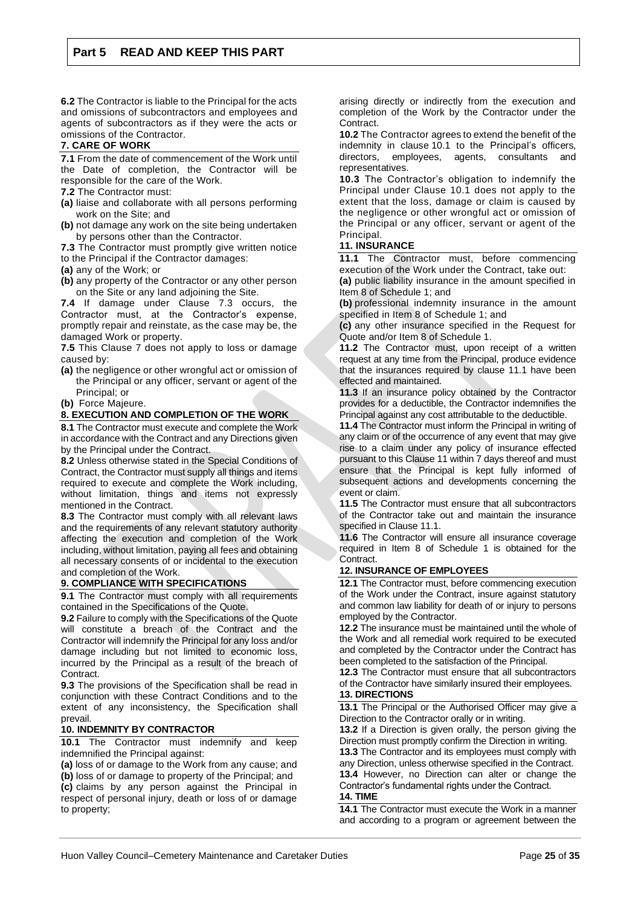## Part 5 READ AND KEEP THIS PART

**6.2** The Contractor is liable to the Principal for the acts and omissions of subcontractors and employees and agents of subcontractors as if they were the acts or omissions of the Contractor.

**7. CARE OF WORK**

**7.1** From the date of commencement of the Work until the Date of completion, the Contractor will be responsible for the care of the Work.

**7.2** The Contractor must:

**(a)** liaise and collaborate with all persons performing work on the Site; and

**(b)** not damage any work on the site being undertaken by persons other than the Contractor.

**7.3** The Contractor must promptly give written notice to the Principal if the Contractor damages:

**(a)** any of the Work; or

**(b)** any property of the Contractor or any other person on the Site or any land adjoining the Site.

**7.4** If damage under Clause 7.3 occurs, the Contractor must, at the Contractor's expense, promptly repair and reinstate, as the case may be, the damaged Work or property.

**7.5** This Clause 7 does not apply to loss or damage caused by:

**(a)** the negligence or other wrongful act or omission of the Principal or any officer, servant or agent of the Principal; or

**(b)** Force Majeure.

**8. EXECUTION AND COMPLETION OF THE WORK**

**8.1** The Contractor must execute and complete the Work in accordance with the Contract and any Directions given by the Principal under the Contract.

**8.2** Unless otherwise stated in the Special Conditions of Contract, the Contractor must supply all things and items required to execute and complete the Work including, without limitation, things and items not expressly mentioned in the Contract.

**8.3** The Contractor must comply with all relevant laws and the requirements of any relevant statutory authority affecting the execution and completion of the Work including, without limitation, paying all fees and obtaining all necessary consents of or incidental to the execution and completion of the Work.

**9. COMPLIANCE WITH SPECIFICATIONS**

**9.1** The Contractor must comply with all requirements contained in the Specifications of the Quote.

**9.2** Failure to comply with the Specifications of the Quote will constitute a breach of the Contract and the Contractor will indemnify the Principal for any loss and/or damage including but not limited to economic loss, incurred by the Principal as a result of the breach of Contract.

**9.3** The provisions of the Specification shall be read in conjunction with these Contract Conditions and to the extent of any inconsistency, the Specification shall prevail.

**10. INDEMNITY BY CONTRACTOR**

**10.1** The Contractor must indemnify and keep indemnified the Principal against:

**(a)** loss of or damage to the Work from any cause; and

**(b)** loss of or damage to property of the Principal; and

**(c)** claims by any person against the Principal in respect of personal injury, death or loss of or damage to property;

arising directly or indirectly from the execution and completion of the Work by the Contractor under the Contract.

**10.2** The Contractor agrees to extend the benefit of the indemnity in clause 10.1 to the Principal's officers, directors, employees, agents, consultants and representatives.

**10.3** The Contractor's obligation to indemnify the Principal under Clause 10.1 does not apply to the extent that the loss, damage or claim is caused by the negligence or other wrongful act or omission of the Principal or any officer, servant or agent of the Principal.

**11. INSURANCE**

**11.1** The Contractor must, before commencing execution of the Work under the Contract, take out:

**(a)** public liability insurance in the amount specified in Item 8 of Schedule 1; and

**(b)** professional indemnity insurance in the amount specified in Item 8 of Schedule 1; and

**(c)** any other insurance specified in the Request for Quote and/or Item 8 of Schedule 1.

**11.2** The Contractor must, upon receipt of a written request at any time from the Principal, produce evidence that the insurances required by clause 11.1 have been effected and maintained.

**11.3** If an insurance policy obtained by the Contractor provides for a deductible, the Contractor indemnifies the Principal against any cost attributable to the deductible.

**11.4** The Contractor must inform the Principal in writing of any claim or of the occurrence of any event that may give rise to a claim under any policy of insurance effected pursuant to this Clause 11 within 7 days thereof and must ensure that the Principal is kept fully informed of subsequent actions and developments concerning the event or claim.

**11.5** The Contractor must ensure that all subcontractors of the Contractor take out and maintain the insurance specified in Clause 11.1.

**11.6** The Contractor will ensure all insurance coverage required in Item 8 of Schedule 1 is obtained for the Contract.

**12. INSURANCE OF EMPLOYEES**

**12.1** The Contractor must, before commencing execution of the Work under the Contract, insure against statutory and common law liability for death of or injury to persons employed by the Contractor.

**12.2** The insurance must be maintained until the whole of the Work and all remedial work required to be executed and completed by the Contractor under the Contract has been completed to the satisfaction of the Principal.

**12.3** The Contractor must ensure that all subcontractors of the Contractor have similarly insured their employees.

**13. DIRECTIONS**

**13.1** The Principal or the Authorised Officer may give a Direction to the Contractor orally or in writing.

**13.2** If a Direction is given orally, the person giving the Direction must promptly confirm the Direction in writing.

**13.3** The Contractor and its employees must comply with any Direction, unless otherwise specified in the Contract.

**13.4** However, no Direction can alter or change the Contractor's fundamental rights under the Contract.

**14. TIME**

**14.1** The Contractor must execute the Work in a manner and according to a program or agreement between the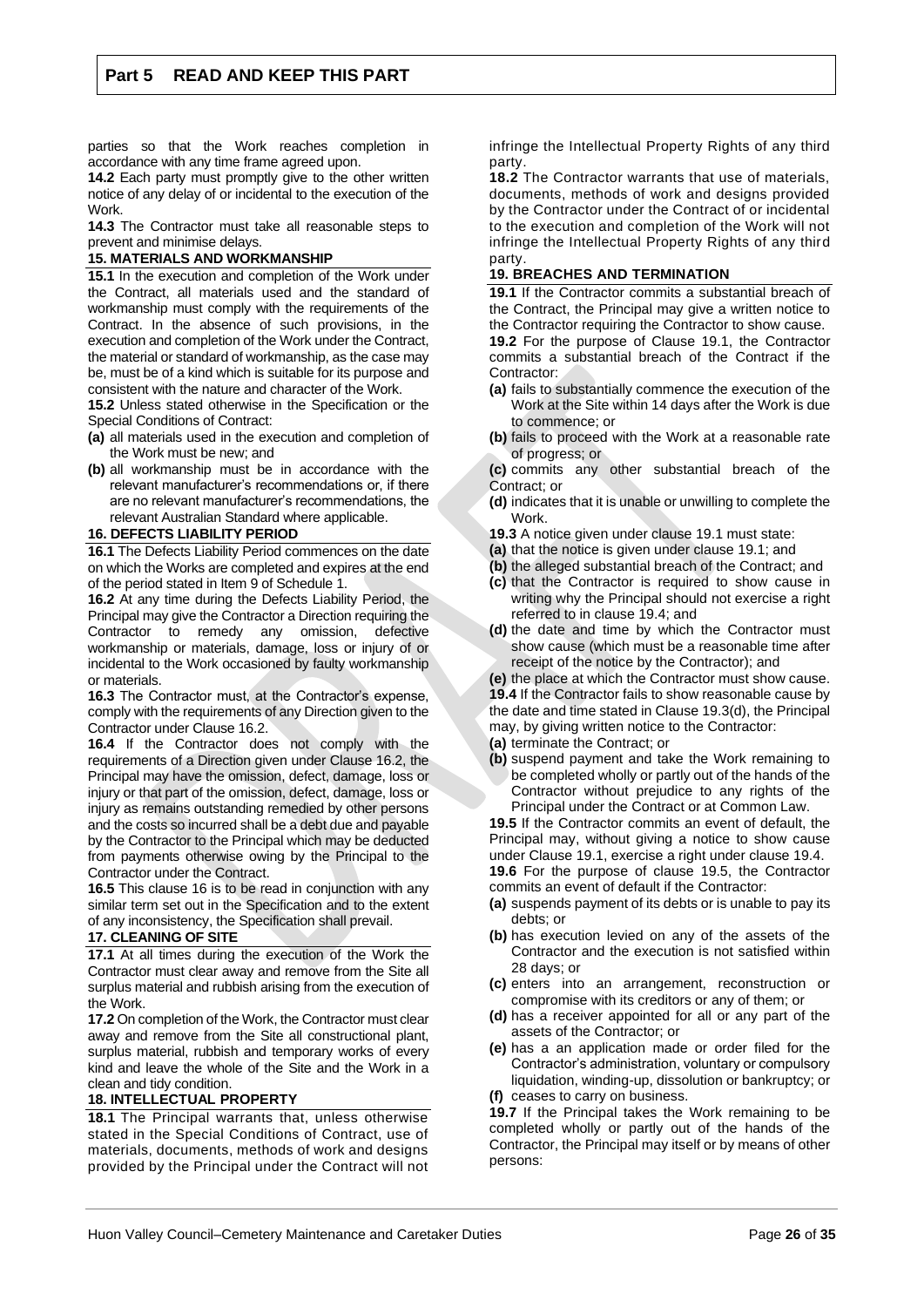parties so that the Work reaches completion in accordance with any time frame agreed upon.

**14.2** Each party must promptly give to the other written notice of any delay of or incidental to the execution of the Work.

**14.3** The Contractor must take all reasonable steps to prevent and minimise delays.

**15. MATERIALS AND WORKMANSHIP**

**15.1** In the execution and completion of the Work under the Contract, all materials used and the standard of workmanship must comply with the requirements of the Contract. In the absence of such provisions, in the execution and completion of the Work under the Contract, the material or standard of workmanship, as the case may be, must be of a kind which is suitable for its purpose and consistent with the nature and character of the Work.

**15.2** Unless stated otherwise in the Specification or the Special Conditions of Contract:

**(a)** all materials used in the execution and completion of the Work must be new; and

**(b)** all workmanship must be in accordance with the relevant manufacturer's recommendations or, if there are no relevant manufacturer's recommendations, the relevant Australian Standard where applicable.

**16. DEFECTS LIABILITY PERIOD**

**16.1** The Defects Liability Period commences on the date on which the Works are completed and expires at the end of the period stated in Item 9 of Schedule 1.

**16.2** At any time during the Defects Liability Period, the Principal may give the Contractor a Direction requiring the Contractor to remedy any omission, defective workmanship or materials, damage, loss or injury of or incidental to the Work occasioned by faulty workmanship or materials.

**16.3** The Contractor must, at the Contractor's expense, comply with the requirements of any Direction given to the Contractor under Clause 16.2.

**16.4** If the Contractor does not comply with the requirements of a Direction given under Clause 16.2, the Principal may have the omission, defect, damage, loss or injury or that part of the omission, defect, damage, loss or injury as remains outstanding remedied by other persons and the costs so incurred shall be a debt due and payable by the Contractor to the Principal which may be deducted from payments otherwise owing by the Principal to the Contractor under the Contract.

**16.5** This clause 16 is to be read in conjunction with any similar term set out in the Specification and to the extent of any inconsistency, the Specification shall prevail.

**17. CLEANING OF SITE**

**17.1** At all times during the execution of the Work the Contractor must clear away and remove from the Site all surplus material and rubbish arising from the execution of the Work.

**17.2** On completion of the Work, the Contractor must clear away and remove from the Site all constructional plant, surplus material, rubbish and temporary works of every kind and leave the whole of the Site and the Work in a clean and tidy condition.

**18. INTELLECTUAL PROPERTY**

**18.1** The Principal warrants that, unless otherwise stated in the Special Conditions of Contract, use of materials, documents, methods of work and designs provided by the Principal under the Contract will not infringe the Intellectual Property Rights of any third party.

**18.2** The Contractor warrants that use of materials, documents, methods of work and designs provided by the Contractor under the Contract of or incidental to the execution and completion of the Work will not infringe the Intellectual Property Rights of any third party.

**19. BREACHES AND TERMINATION**

**19.1** If the Contractor commits a substantial breach of the Contract, the Principal may give a written notice to the Contractor requiring the Contractor to show cause.

**19.2** For the purpose of Clause 19.1, the Contractor commits a substantial breach of the Contract if the Contractor:

**(a)** fails to substantially commence the execution of the Work at the Site within 14 days after the Work is due to commence; or

**(b)** fails to proceed with the Work at a reasonable rate of progress; or

**(c)** commits any other substantial breach of the Contract; or

**(d)** indicates that it is unable or unwilling to complete the Work.

**19.3** A notice given under clause 19.1 must state:

**(a)** that the notice is given under clause 19.1; and

**(b)** the alleged substantial breach of the Contract; and

**(c)** that the Contractor is required to show cause in writing why the Principal should not exercise a right referred to in clause 19.4; and

**(d)** the date and time by which the Contractor must show cause (which must be a reasonable time after receipt of the notice by the Contractor); and

**(e)** the place at which the Contractor must show cause.

**19.4** If the Contractor fails to show reasonable cause by the date and time stated in Clause 19.3(d), the Principal may, by giving written notice to the Contractor:

**(a)** terminate the Contract; or

**(b)** suspend payment and take the Work remaining to be completed wholly or partly out of the hands of the Contractor without prejudice to any rights of the Principal under the Contract or at Common Law.

**19.5** If the Contractor commits an event of default, the Principal may, without giving a notice to show cause under Clause 19.1, exercise a right under clause 19.4.

**19.6** For the purpose of clause 19.5, the Contractor commits an event of default if the Contractor:

**(a)** suspends payment of its debts or is unable to pay its debts; or

**(b)** has execution levied on any of the assets of the Contractor and the execution is not satisfied within 28 days; or

**(c)** enters into an arrangement, reconstruction or compromise with its creditors or any of them; or

**(d)** has a receiver appointed for all or any part of the assets of the Contractor; or

**(e)** has a an application made or order filed for the Contractor's administration, voluntary or compulsory liquidation, winding-up, dissolution or bankruptcy; or

**(f)** ceases to carry on business.

**19.7** If the Principal takes the Work remaining to be completed wholly or partly out of the hands of the Contractor, the Principal may itself or by means of other persons: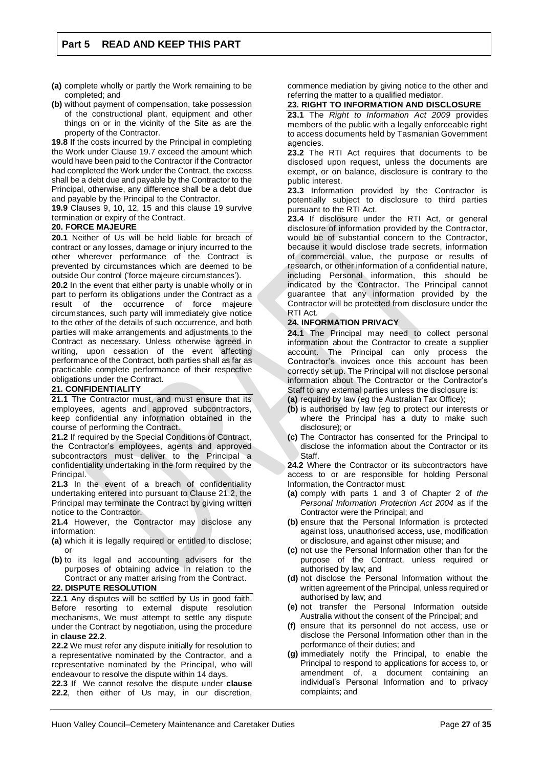## Part 5 READ AND KEEP THIS PART

**(a)** complete wholly or partly the Work remaining to be completed; and

**(b)** without payment of compensation, take possession of the constructional plant, equipment and other things on or in the vicinity of the Site as are the property of the Contractor.

**19.8** If the costs incurred by the Principal in completing the Work under Clause 19.7 exceed the amount which would have been paid to the Contractor if the Contractor had completed the Work under the Contract, the excess shall be a debt due and payable by the Contractor to the Principal, otherwise, any difference shall be a debt due and payable by the Principal to the Contractor.

**19.9** Clauses 9, 10, 12, 15 and this clause 19 survive termination or expiry of the Contract.

**20. FORCE MAJEURE**

**20.1** Neither of Us will be held liable for breach of contract or any losses, damage or injury incurred to the other wherever performance of the Contract is prevented by circumstances which are deemed to be outside Our control ('force majeure circumstances').

**20.2** In the event that either party is unable wholly or in part to perform its obligations under the Contract as a result of the occurrence of force majeure circumstances, such party will immediately give notice to the other of the details of such occurrence, and both parties will make arrangements and adjustments to the Contract as necessary. Unless otherwise agreed in writing, upon cessation of the event affecting performance of the Contract, both parties shall as far as practicable complete performance of their respective obligations under the Contract.

**21. CONFIDENTIALITY**

**21.1** The Contractor must, and must ensure that its employees, agents and approved subcontractors, keep confidential any information obtained in the course of performing the Contract.

**21.2** If required by the Special Conditions of Contract, the Contractor's employees, agents and approved subcontractors must deliver to the Principal a confidentiality undertaking in the form required by the Principal.

**21.3** In the event of a breach of confidentiality undertaking entered into pursuant to Clause 21.2, the Principal may terminate the Contract by giving written notice to the Contractor.

**21.4** However, the Contractor may disclose any information:

**(a)** which it is legally required or entitled to disclose; or

**(b)** to its legal and accounting advisers for the purposes of obtaining advice in relation to the Contract or any matter arising from the Contract.

**22. DISPUTE RESOLUTION**

**22.1** Any disputes will be settled by Us in good faith. Before resorting to external dispute resolution mechanisms, We must attempt to settle any dispute under the Contract by negotiation, using the procedure in **clause 22.2**.

**22.2** We must refer any dispute initially for resolution to a representative nominated by the Contractor, and a representative nominated by the Principal, who will endeavour to resolve the dispute within 14 days.

**22.3** If We cannot resolve the dispute under **clause 22.2**, then either of Us may, in our discretion, commence mediation by giving notice to the other and referring the matter to a qualified mediator.

**23. RIGHT TO INFORMATION AND DISCLOSURE**

**23.1** The *Right to Information Act 2009* provides members of the public with a legally enforceable right to access documents held by Tasmanian Government agencies.

**23.2** The RTI Act requires that documents to be disclosed upon request, unless the documents are exempt, or on balance, disclosure is contrary to the public interest.

**23.3** Information provided by the Contractor is potentially subject to disclosure to third parties pursuant to the RTI Act.

**23.4** If disclosure under the RTI Act, or general disclosure of information provided by the Contractor, would be of substantial concern to the Contractor, because it would disclose trade secrets, information of commercial value, the purpose or results of research, or other information of a confidential nature, including Personal information, this should be indicated by the Contractor. The Principal cannot guarantee that any information provided by the Contractor will be protected from disclosure under the RTI Act.

**24. INFORMATION PRIVACY**

**24.1** The Principal may need to collect personal information about the Contractor to create a supplier account. The Principal can only process the Contractor's invoices once this account has been correctly set up. The Principal will not disclose personal information about The Contractor or the Contractor's Staff to any external parties unless the disclosure is:

**(a)** required by law (eg the Australian Tax Office);

**(b)** is authorised by law (eg to protect our interests or where the Principal has a duty to make such disclosure); or

**(c)** The Contractor has consented for the Principal to disclose the information about the Contractor or its Staff.

**24.2** Where the Contractor or its subcontractors have access to or are responsible for holding Personal Information, the Contractor must:

**(a)** comply with parts 1 and 3 of Chapter 2 of *the Personal Information Protection Act 2004* as if the Contractor were the Principal; and

**(b)** ensure that the Personal Information is protected against loss, unauthorised access, use, modification or disclosure, and against other misuse; and

**(c)** not use the Personal Information other than for the purpose of the Contract, unless required or authorised by law; and

**(d)** not disclose the Personal Information without the written agreement of the Principal, unless required or authorised by law; and

**(e)** not transfer the Personal Information outside Australia without the consent of the Principal; and

**(f)** ensure that its personnel do not access, use or disclose the Personal Information other than in the performance of their duties; and

**(g)** immediately notify the Principal, to enable the Principal to respond to applications for access to, or amendment of, a document containing an individual's Personal Information and to privacy complaints; and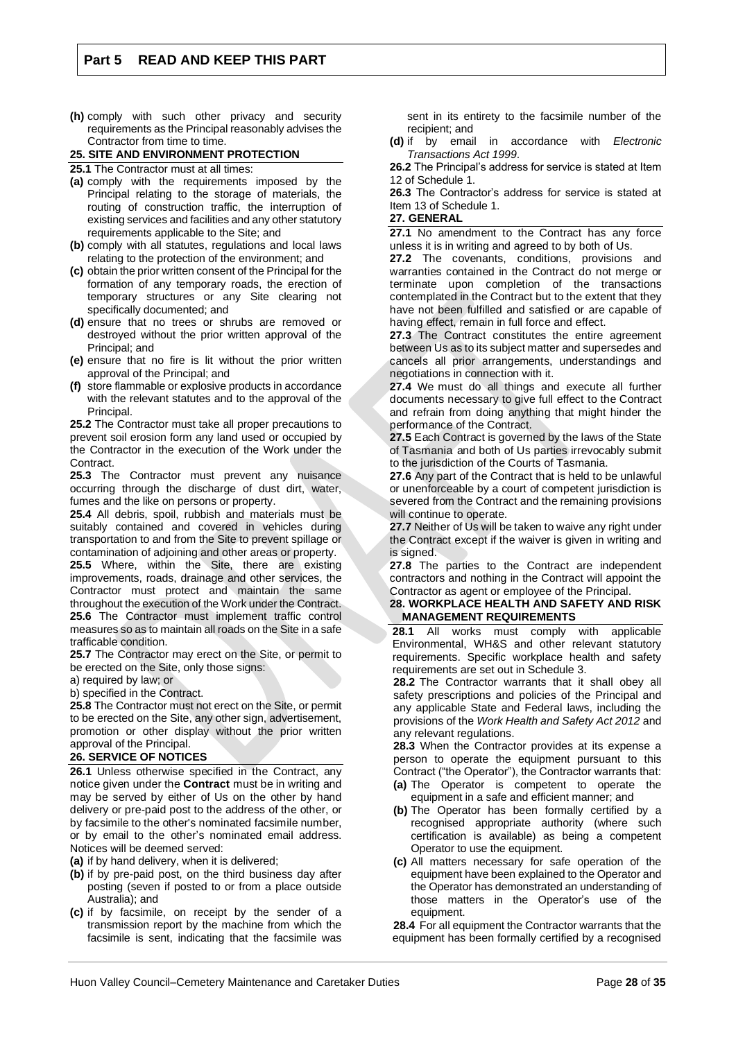**(h)** comply with such other privacy and security requirements as the Principal reasonably advises the Contractor from time to time.

## 25. SITE AND ENVIRONMENT PROTECTION

**25.1** The Contractor must at all times:

**(a)** comply with the requirements imposed by the Principal relating to the storage of materials, the routing of construction traffic, the interruption of existing services and facilities and any other statutory requirements applicable to the Site; and

**(b)** comply with all statutes, regulations and local laws relating to the protection of the environment; and

**(c)** obtain the prior written consent of the Principal for the formation of any temporary roads, the erection of temporary structures or any Site clearing not specifically documented; and

**(d)** ensure that no trees or shrubs are removed or destroyed without the prior written approval of the Principal; and

**(e)** ensure that no fire is lit without the prior written approval of the Principal; and

**(f)** store flammable or explosive products in accordance with the relevant statutes and to the approval of the Principal.

**25.2** The Contractor must take all proper precautions to prevent soil erosion form any land used or occupied by the Contractor in the execution of the Work under the Contract.

**25.3** The Contractor must prevent any nuisance occurring through the discharge of dust dirt, water, fumes and the like on persons or property.

**25.4** All debris, spoil, rubbish and materials must be suitably contained and covered in vehicles during transportation to and from the Site to prevent spillage or contamination of adjoining and other areas or property.

**25.5** Where, within the Site, there are existing improvements, roads, drainage and other services, the Contractor must protect and maintain the same throughout the execution of the Work under the Contract.

**25.6** The Contractor must implement traffic control measures so as to maintain all roads on the Site in a safe trafficable condition.

**25.7** The Contractor may erect on the Site, or permit to be erected on the Site, only those signs:

a) required by law; or

b) specified in the Contract.

**25.8** The Contractor must not erect on the Site, or permit to be erected on the Site, any other sign, advertisement, promotion or other display without the prior written approval of the Principal.

## 26. SERVICE OF NOTICES

**26.1** Unless otherwise specified in the Contract, any notice given under the **Contract** must be in writing and may be served by either of Us on the other by hand delivery or pre-paid post to the address of the other, or by facsimile to the other's nominated facsimile number, or by email to the other's nominated email address. Notices will be deemed served:

**(a)** if by hand delivery, when it is delivered;

**(b)** if by pre-paid post, on the third business day after posting (seven if posted to or from a place outside Australia); and

**(c)** if by facsimile, on receipt by the sender of a transmission report by the machine from which the facsimile is sent, indicating that the facsimile was sent in its entirety to the facsimile number of the recipient; and

**(d)** if by email in accordance with *Electronic Transactions Act 1999*.

**26.2** The Principal's address for service is stated at Item 12 of Schedule 1.

**26.3** The Contractor's address for service is stated at Item 13 of Schedule 1.

## 27. GENERAL

**27.1** No amendment to the Contract has any force unless it is in writing and agreed to by both of Us.

**27.2** The covenants, conditions, provisions and warranties contained in the Contract do not merge or terminate upon completion of the transactions contemplated in the Contract but to the extent that they have not been fulfilled and satisfied or are capable of having effect, remain in full force and effect.

**27.3** The Contract constitutes the entire agreement between Us as to its subject matter and supersedes and cancels all prior arrangements, understandings and negotiations in connection with it.

**27.4** We must do all things and execute all further documents necessary to give full effect to the Contract and refrain from doing anything that might hinder the performance of the Contract.

**27.5** Each Contract is governed by the laws of the State of Tasmania and both of Us parties irrevocably submit to the jurisdiction of the Courts of Tasmania.

**27.6** Any part of the Contract that is held to be unlawful or unenforceable by a court of competent jurisdiction is severed from the Contract and the remaining provisions will continue to operate.

**27.7** Neither of Us will be taken to waive any right under the Contract except if the waiver is given in writing and is signed.

**27.8** The parties to the Contract are independent contractors and nothing in the Contract will appoint the Contractor as agent or employee of the Principal.

## 28. WORKPLACE HEALTH AND SAFETY AND RISK MANAGEMENT REQUIREMENTS

**28.1** All works must comply with applicable Environmental, WH&S and other relevant statutory requirements. Specific workplace health and safety requirements are set out in Schedule 3.

**28.2** The Contractor warrants that it shall obey all safety prescriptions and policies of the Principal and any applicable State and Federal laws, including the provisions of the *Work Health and Safety Act 2012* and any relevant regulations.

**28.3** When the Contractor provides at its expense a person to operate the equipment pursuant to this Contract ("the Operator"), the Contractor warrants that:

**(a)** The Operator is competent to operate the equipment in a safe and efficient manner; and

**(b)** The Operator has been formally certified by a recognised appropriate authority (where such certification is available) as being a competent Operator to use the equipment.

**(c)** All matters necessary for safe operation of the equipment have been explained to the Operator and the Operator has demonstrated an understanding of those matters in the Operator's use of the equipment.

**28.4** For all equipment the Contractor warrants that the equipment has been formally certified by a recognised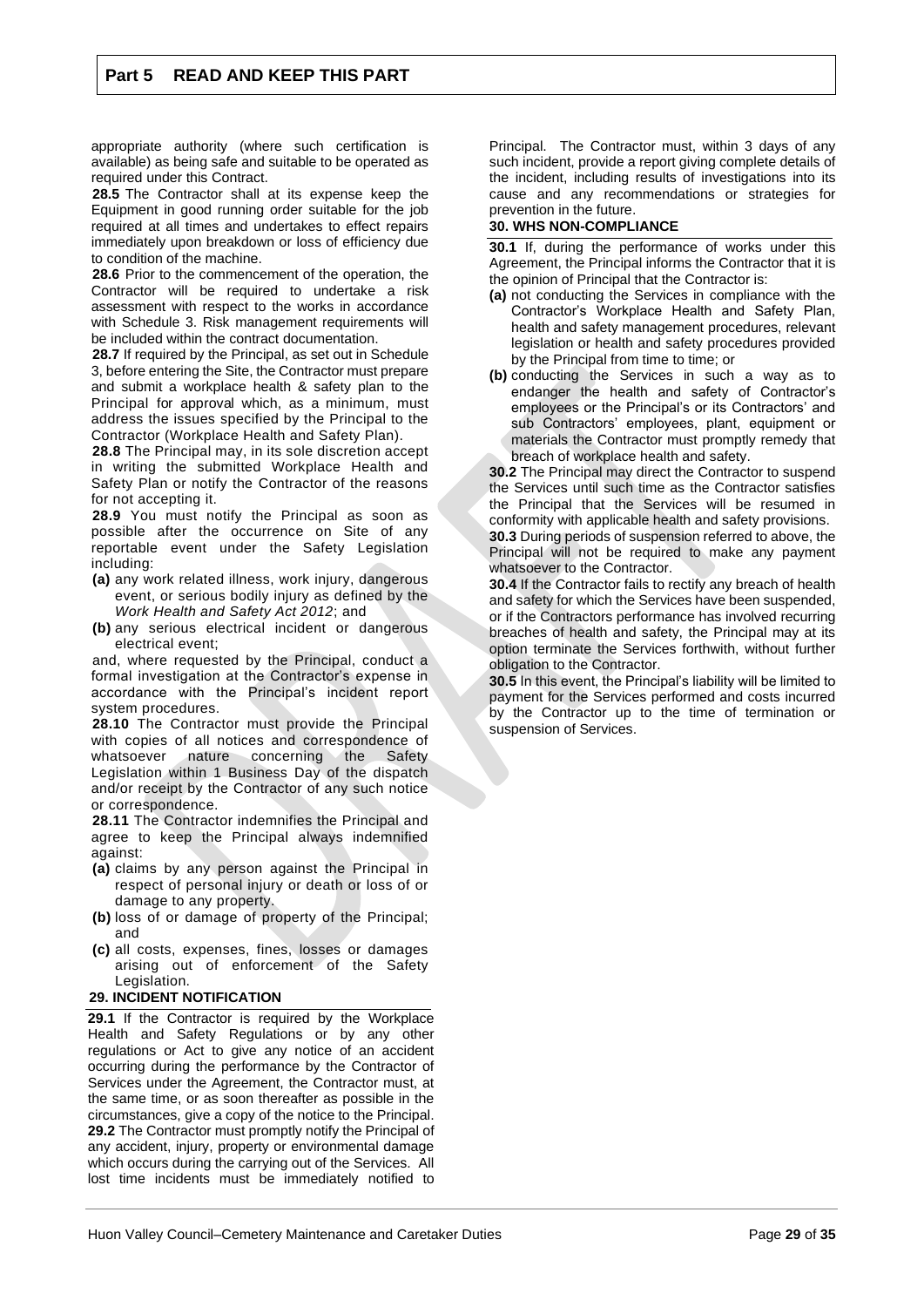appropriate authority (where such certification is available) as being safe and suitable to be operated as required under this Contract.

**28.5** The Contractor shall at its expense keep the Equipment in good running order suitable for the job required at all times and undertakes to effect repairs immediately upon breakdown or loss of efficiency due to condition of the machine.

**28.6** Prior to the commencement of the operation, the Contractor will be required to undertake a risk assessment with respect to the works in accordance with Schedule 3. Risk management requirements will be included within the contract documentation.

**28.7** If required by the Principal, as set out in Schedule 3, before entering the Site, the Contractor must prepare and submit a workplace health & safety plan to the Principal for approval which, as a minimum, must address the issues specified by the Principal to the Contractor (Workplace Health and Safety Plan).

**28.8** The Principal may, in its sole discretion accept in writing the submitted Workplace Health and Safety Plan or notify the Contractor of the reasons for not accepting it.

**28.9** You must notify the Principal as soon as possible after the occurrence on Site of any reportable event under the Safety Legislation including:

- **(a)** any work related illness, work injury, dangerous event, or serious bodily injury as defined by the *Work Health and Safety Act 2012*; and
- **(b)** any serious electrical incident or dangerous electrical event;

and, where requested by the Principal, conduct a formal investigation at the Contractor's expense in accordance with the Principal's incident report system procedures.

**28.10** The Contractor must provide the Principal with copies of all notices and correspondence of whatsoever nature concerning the Safety Legislation within 1 Business Day of the dispatch and/or receipt by the Contractor of any such notice or correspondence.

**28.11** The Contractor indemnifies the Principal and agree to keep the Principal always indemnified against:

- **(a)** claims by any person against the Principal in respect of personal injury or death or loss of or damage to any property.
- **(b)** loss of or damage of property of the Principal; and
- **(c)** all costs, expenses, fines, losses or damages arising out of enforcement of the Safety Legislation.

**29. INCIDENT NOTIFICATION**

**29.1** If the Contractor is required by the Workplace Health and Safety Regulations or by any other regulations or Act to give any notice of an accident occurring during the performance by the Contractor of Services under the Agreement, the Contractor must, at the same time, or as soon thereafter as possible in the circumstances, give a copy of the notice to the Principal.

**29.2** The Contractor must promptly notify the Principal of any accident, injury, property or environmental damage which occurs during the carrying out of the Services. All lost time incidents must be immediately notified to Principal. The Contractor must, within 3 days of any such incident, provide a report giving complete details of the incident, including results of investigations into its cause and any recommendations or strategies for prevention in the future.

**30. WHS NON-COMPLIANCE**

**30.1** If, during the performance of works under this Agreement, the Principal informs the Contractor that it is the opinion of Principal that the Contractor is:

- **(a)** not conducting the Services in compliance with the Contractor's Workplace Health and Safety Plan, health and safety management procedures, relevant legislation or health and safety procedures provided by the Principal from time to time; or
- **(b)** conducting the Services in such a way as to endanger the health and safety of Contractor's employees or the Principal's or its Contractors' and sub Contractors' employees, plant, equipment or materials the Contractor must promptly remedy that breach of workplace health and safety.

**30.2** The Principal may direct the Contractor to suspend the Services until such time as the Contractor satisfies the Principal that the Services will be resumed in conformity with applicable health and safety provisions.

**30.3** During periods of suspension referred to above, the Principal will not be required to make any payment whatsoever to the Contractor.

**30.4** If the Contractor fails to rectify any breach of health and safety for which the Services have been suspended, or if the Contractors performance has involved recurring breaches of health and safety, the Principal may at its option terminate the Services forthwith, without further obligation to the Contractor.

**30.5** In this event, the Principal's liability will be limited to payment for the Services performed and costs incurred by the Contractor up to the time of termination or suspension of Services.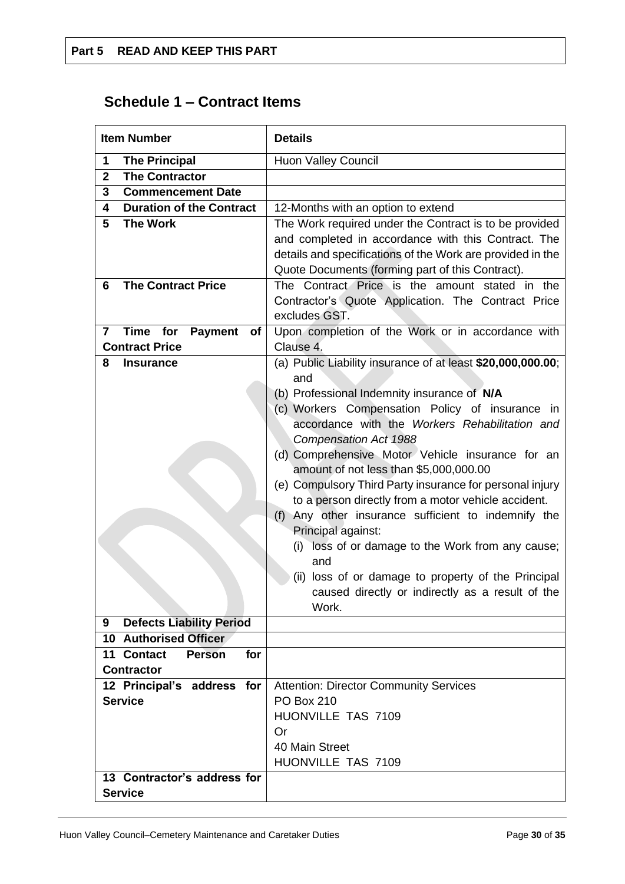**Part 5 READ AND KEEP THIS PART**

## Schedule 1 – Contract Items

| Item Number | Details |
|---|---|
| **1 The Principal** | Huon Valley Council |
| **2 The Contractor** | |
| **3 Commencement Date** | |
| **4 Duration of the Contract** | 12-Months with an option to extend |
| **5 The Work** | The Work required under the Contract is to be provided and completed in accordance with this Contract. The details and specifications of the Work are provided in the Quote Documents (forming part of this Contract). |
| **6 The Contract Price** | The Contract Price is the amount stated in the Contractor's Quote Application. The Contract Price excludes GST. |
| **7 Time for Payment of Contract Price** | Upon completion of the Work or in accordance with Clause 4. |
| **8 Insurance** | (a) Public Liability insurance of at least **$20,000,000.00**; and<br>(b) Professional Indemnity insurance of **N/A**<br>(c) Workers Compensation Policy of insurance in accordance with the *Workers Rehabilitation and Compensation Act 1988*<br>(d) Comprehensive Motor Vehicle insurance for an amount of not less than $5,000,000.00<br>(e) Compulsory Third Party insurance for personal injury to a person directly from a motor vehicle accident.<br>(f) Any other insurance sufficient to indemnify the Principal against:<br>(i) loss of or damage to the Work from any cause; and<br>(ii) loss of or damage to property of the Principal caused directly or indirectly as a result of the Work. |
| **9 Defects Liability Period** | |
| **10 Authorised Officer** | |
| **11 Contact Person for Contractor** | |
| **12 Principal's address for Service** | Attention: Director Community Services<br>PO Box 210<br>HUONVILLE TAS 7109<br>Or<br>40 Main Street<br>HUONVILLE TAS 7109 |
| **13 Contractor's address for Service** | |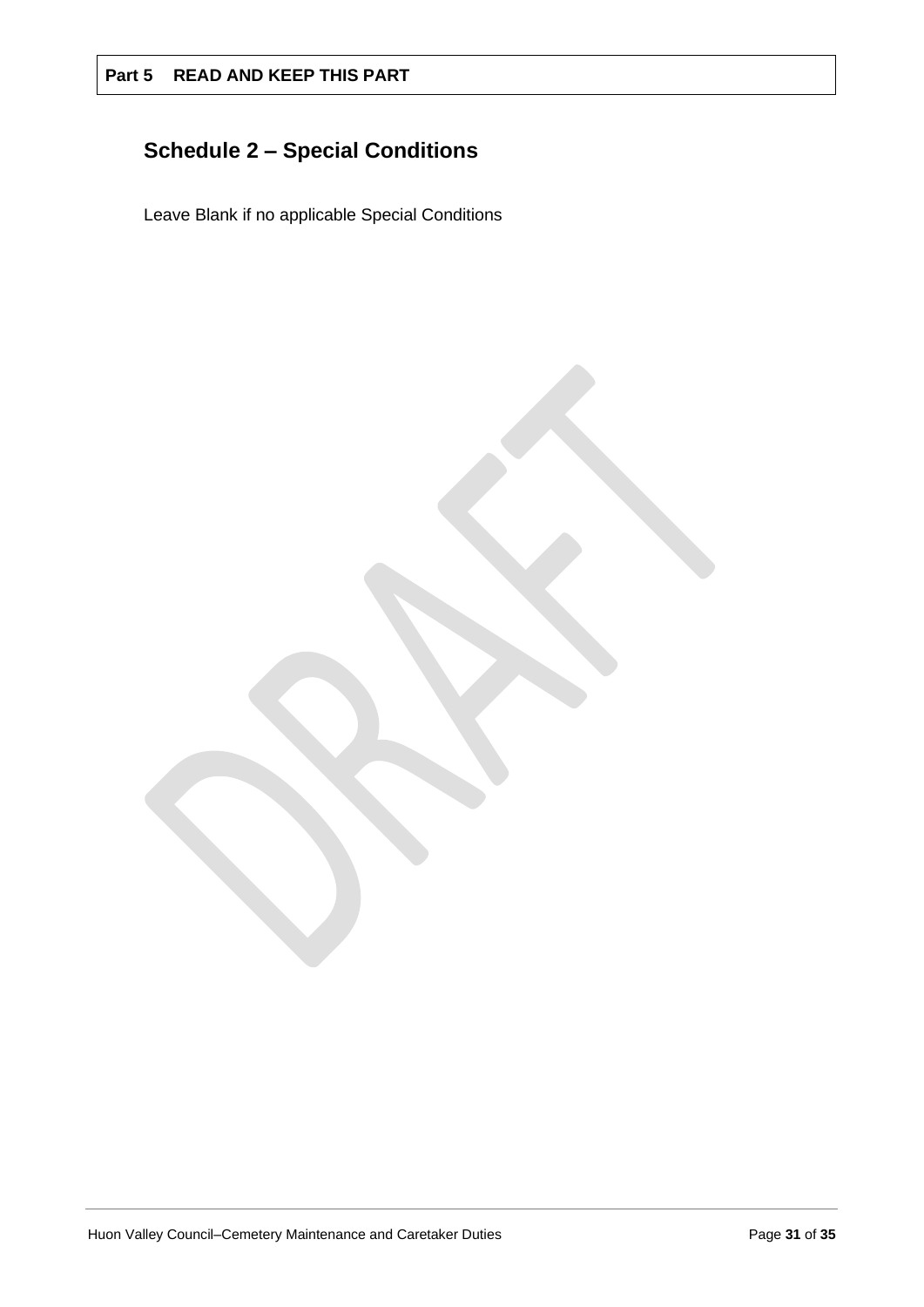**Part 5 READ AND KEEP THIS PART**

## Schedule 2 – Special Conditions

Leave Blank if no applicable Special Conditions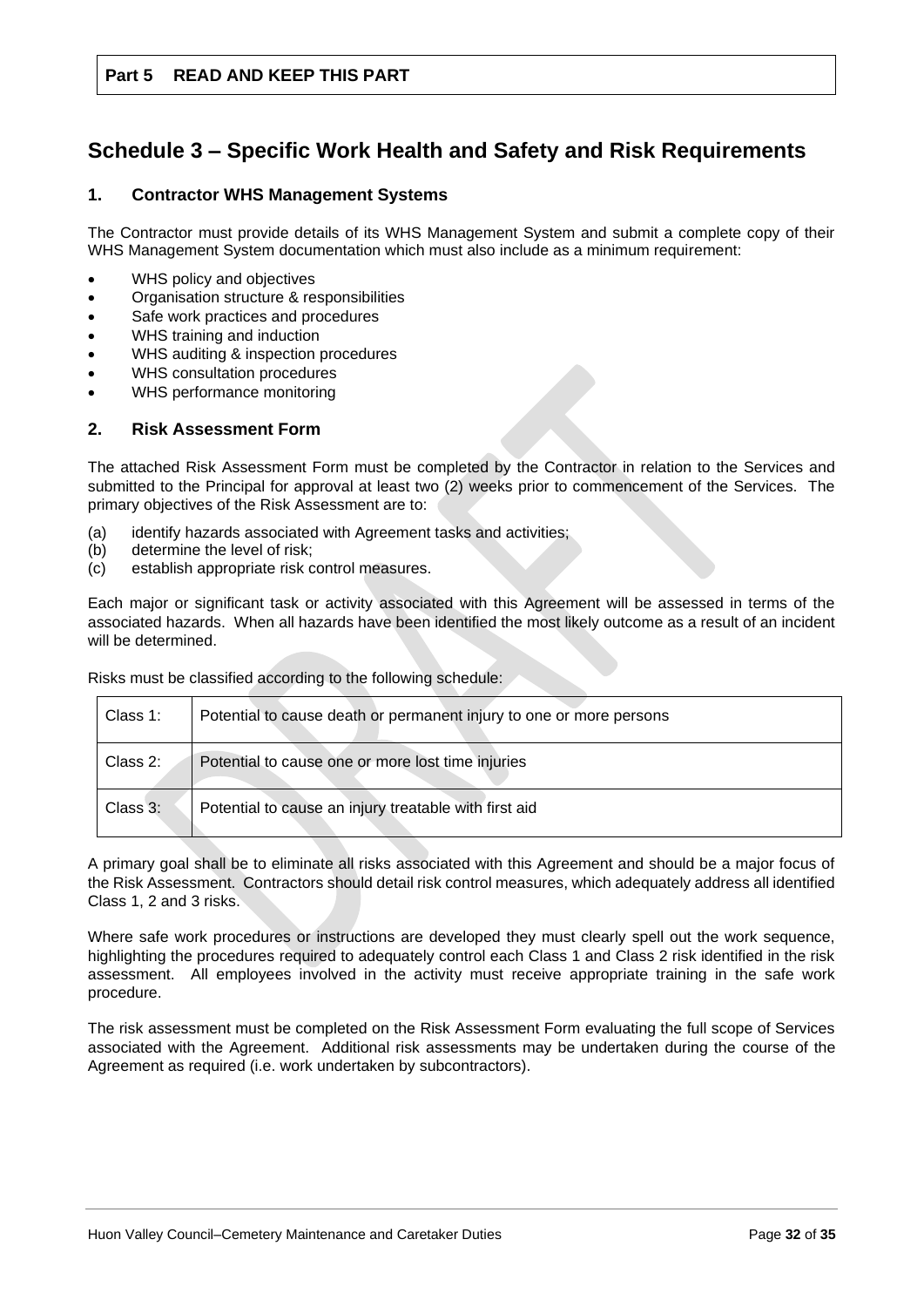**Part 5 READ AND KEEP THIS PART**

# Schedule 3 – Specific Work Health and Safety and Risk Requirements

## 1. Contractor WHS Management Systems

The Contractor must provide details of its WHS Management System and submit a complete copy of their WHS Management System documentation which must also include as a minimum requirement:

- WHS policy and objectives
- Organisation structure & responsibilities
- Safe work practices and procedures
- WHS training and induction
- WHS auditing & inspection procedures
- WHS consultation procedures
- WHS performance monitoring

## 2. Risk Assessment Form

The attached Risk Assessment Form must be completed by the Contractor in relation to the Services and submitted to the Principal for approval at least two (2) weeks prior to commencement of the Services. The primary objectives of the Risk Assessment are to:

(a) identify hazards associated with Agreement tasks and activities;
(b) determine the level of risk;
(c) establish appropriate risk control measures.

Each major or significant task or activity associated with this Agreement will be assessed in terms of the associated hazards. When all hazards have been identified the most likely outcome as a result of an incident will be determined.

Risks must be classified according to the following schedule:

| | |
|---|---|
| Class 1: | Potential to cause death or permanent injury to one or more persons |
| Class 2: | Potential to cause one or more lost time injuries |
| Class 3: | Potential to cause an injury treatable with first aid |

A primary goal shall be to eliminate all risks associated with this Agreement and should be a major focus of the Risk Assessment. Contractors should detail risk control measures, which adequately address all identified Class 1, 2 and 3 risks.

Where safe work procedures or instructions are developed they must clearly spell out the work sequence, highlighting the procedures required to adequately control each Class 1 and Class 2 risk identified in the risk assessment. All employees involved in the activity must receive appropriate training in the safe work procedure.

The risk assessment must be completed on the Risk Assessment Form evaluating the full scope of Services associated with the Agreement. Additional risk assessments may be undertaken during the course of the Agreement as required (i.e. work undertaken by subcontractors).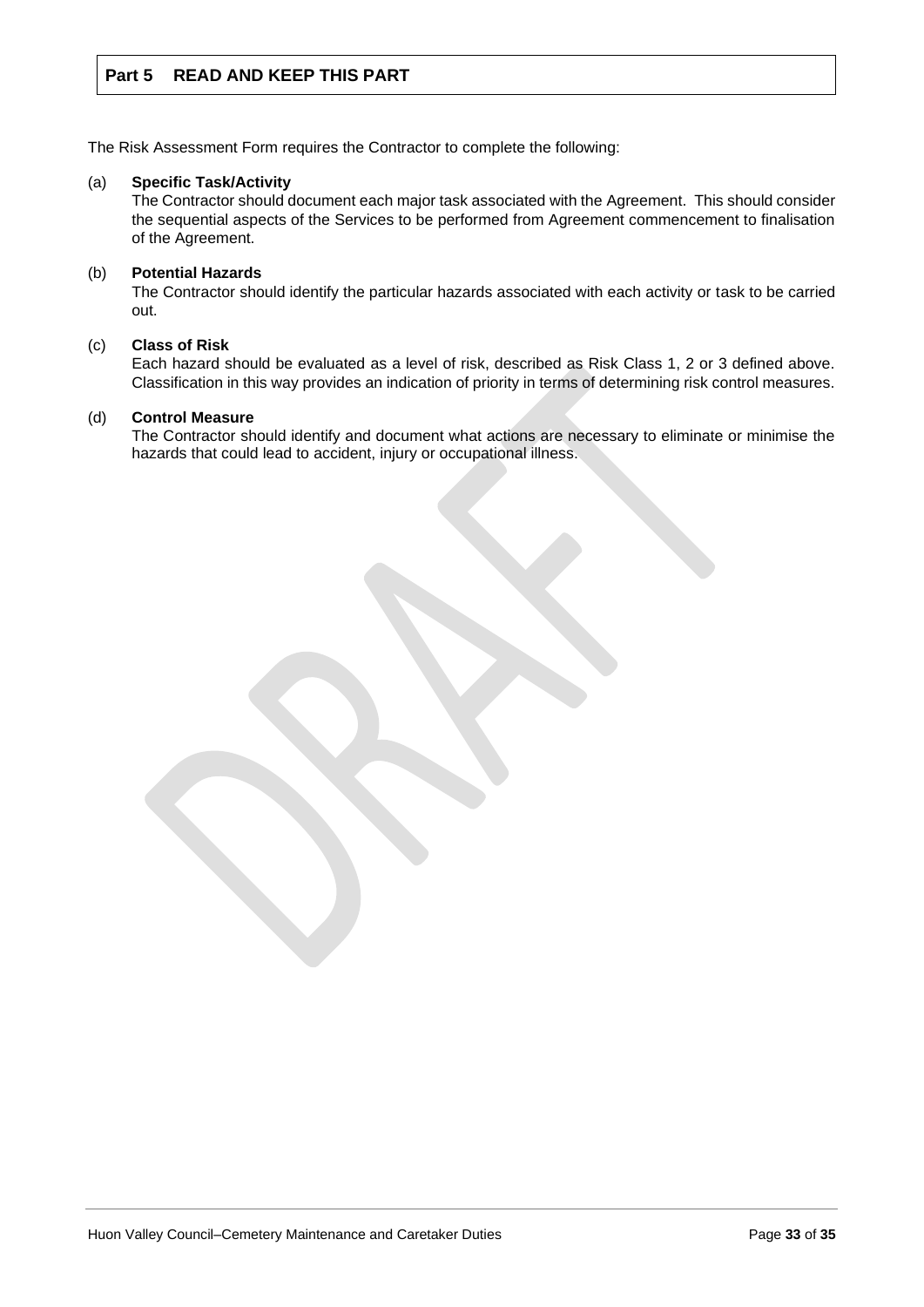## Part 5 READ AND KEEP THIS PART

The Risk Assessment Form requires the Contractor to complete the following:

(a) **Specific Task/Activity**
The Contractor should document each major task associated with the Agreement. This should consider the sequential aspects of the Services to be performed from Agreement commencement to finalisation of the Agreement.

(b) **Potential Hazards**
The Contractor should identify the particular hazards associated with each activity or task to be carried out.

(c) **Class of Risk**
Each hazard should be evaluated as a level of risk, described as Risk Class 1, 2 or 3 defined above. Classification in this way provides an indication of priority in terms of determining risk control measures.

(d) **Control Measure**
The Contractor should identify and document what actions are necessary to eliminate or minimise the hazards that could lead to accident, injury or occupational illness.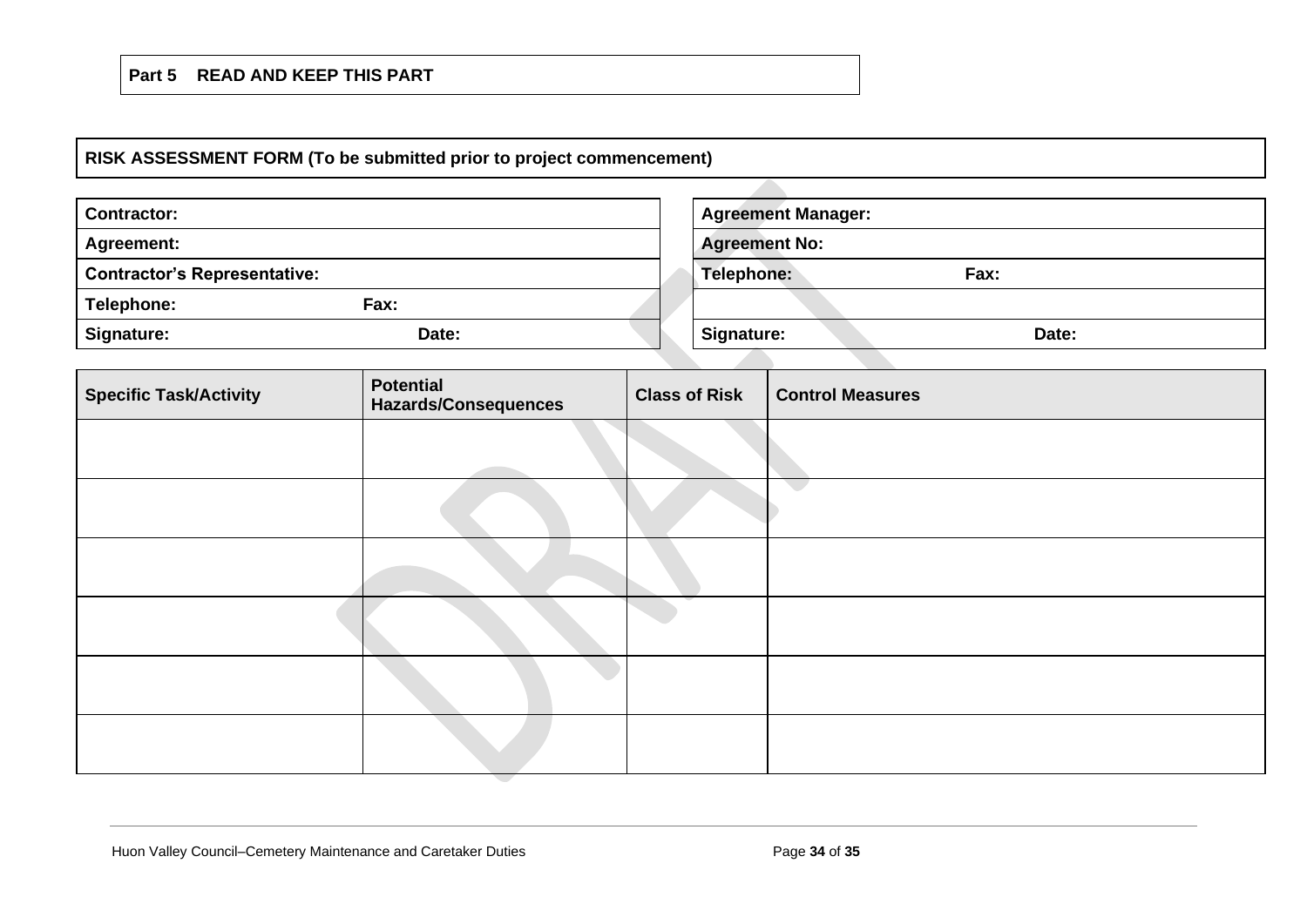**Part 5 READ AND KEEP THIS PART**

**RISK ASSESSMENT FORM (To be submitted prior to project commencement)**

| **Contractor:** | |
|---|---|
| **Agreement:** | |
| **Contractor's Representative:** | |
| **Telephone:** | **Fax:** |
| **Signature:** | **Date:** |

| **Agreement Manager:** | |
|---|---|
| **Agreement No:** | |
| **Telephone:** | **Fax:** |
| | |
| **Signature:** | **Date:** |

| Specific Task/Activity | Potential Hazards/Consequences | Class of Risk | Control Measures |
|---|---|---|---|
| | | | |
| | | | |
| | | | |
| | | | |
| | | | |
| | | | |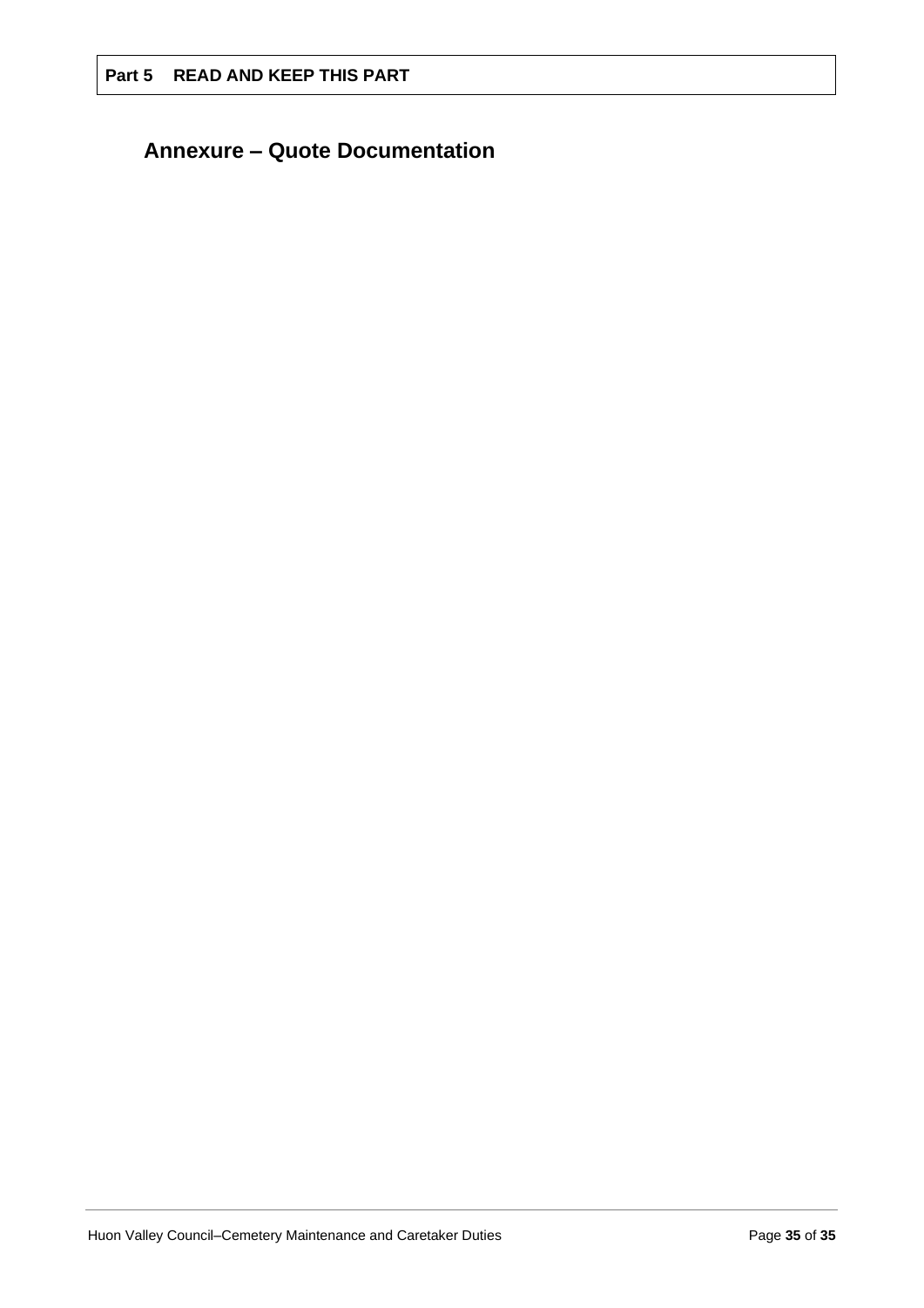**Part 5 READ AND KEEP THIS PART**

# Annexure – Quote Documentation